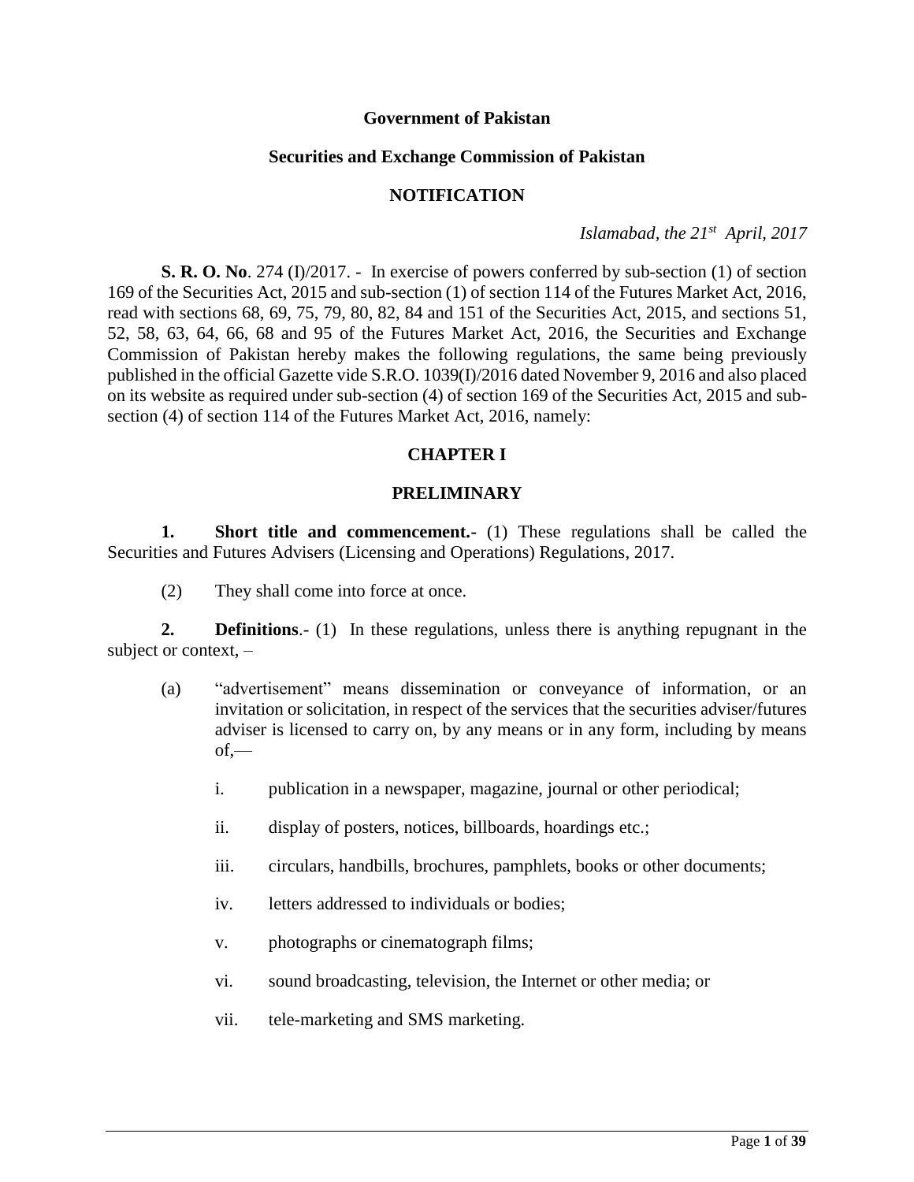**Government of Pakistan**

**Securities and Exchange Commission of Pakistan**

**NOTIFICATION**

*Islamabad, the 21st April, 2017*

**S. R. O. No**. 274 (I)/2017. - In exercise of powers conferred by sub-section (1) of section 169 of the Securities Act, 2015 and sub-section (1) of section 114 of the Futures Market Act, 2016, read with sections 68, 69, 75, 79, 80, 82, 84 and 151 of the Securities Act, 2015, and sections 51, 52, 58, 63, 64, 66, 68 and 95 of the Futures Market Act, 2016, the Securities and Exchange Commission of Pakistan hereby makes the following regulations, the same being previously published in the official Gazette vide S.R.O. 1039(I)/2016 dated November 9, 2016 and also placed on its website as required under sub-section (4) of section 169 of the Securities Act, 2015 and sub-section (4) of section 114 of the Futures Market Act, 2016, namely:

## CHAPTER I

## PRELIMINARY

**1. Short title and commencement.-** (1) These regulations shall be called the Securities and Futures Advisers (Licensing and Operations) Regulations, 2017.

(2) They shall come into force at once.

**2. Definitions**.- (1) In these regulations, unless there is anything repugnant in the subject or context, –

(a) "advertisement" means dissemination or conveyance of information, or an invitation or solicitation, in respect of the services that the securities adviser/futures adviser is licensed to carry on, by any means or in any form, including by means of,—

i. publication in a newspaper, magazine, journal or other periodical;

ii. display of posters, notices, billboards, hoardings etc.;

iii. circulars, handbills, brochures, pamphlets, books or other documents;

iv. letters addressed to individuals or bodies;

v. photographs or cinematograph films;

vi. sound broadcasting, television, the Internet or other media; or

vii. tele-marketing and SMS marketing.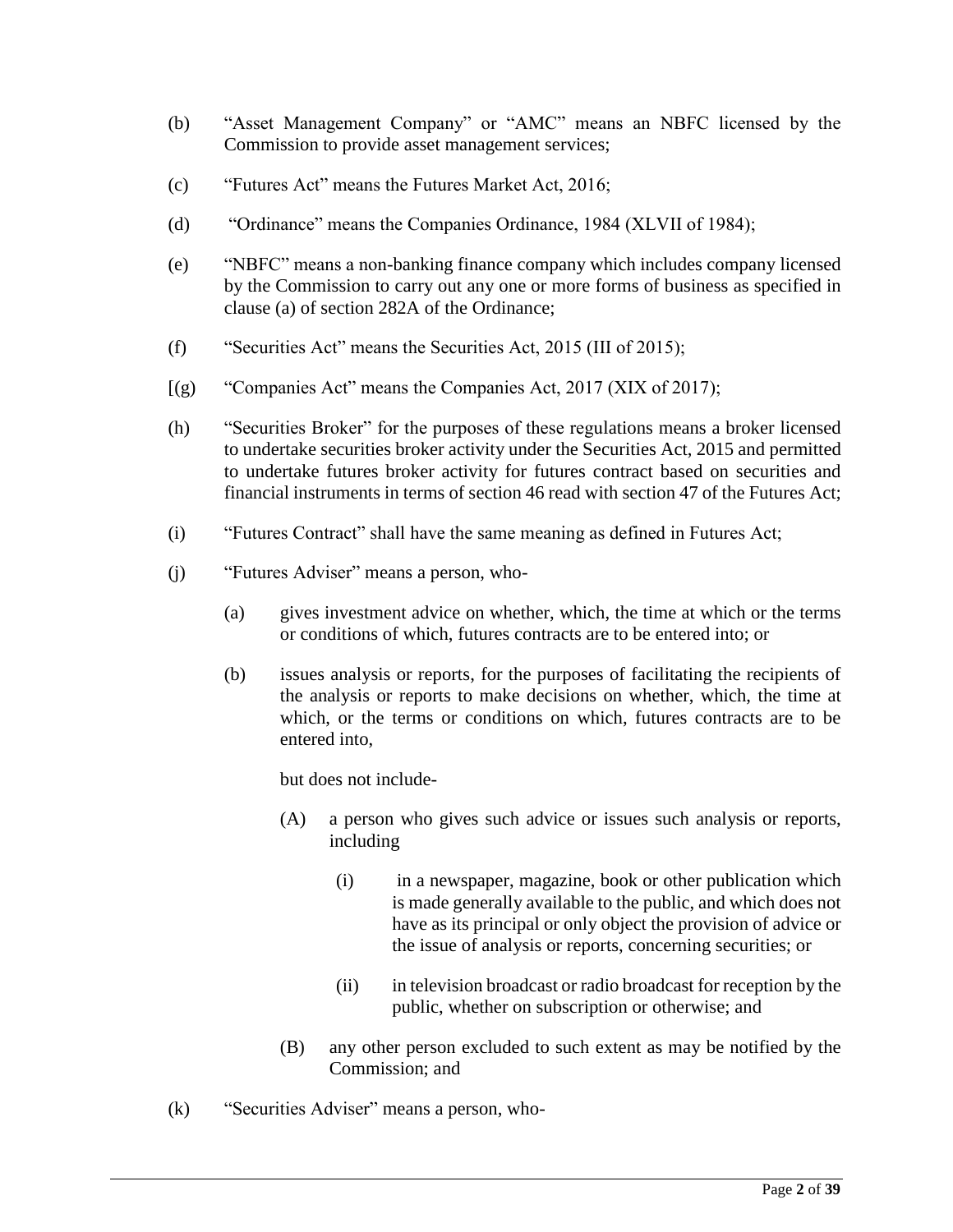(b) "Asset Management Company" or "AMC" means an NBFC licensed by the Commission to provide asset management services;

(c) "Futures Act" means the Futures Market Act, 2016;

(d) "Ordinance" means the Companies Ordinance, 1984 (XLVII of 1984);

(e) "NBFC" means a non-banking finance company which includes company licensed by the Commission to carry out any one or more forms of business as specified in clause (a) of section 282A of the Ordinance;

(f) "Securities Act" means the Securities Act, 2015 (III of 2015);

[(g) "Companies Act" means the Companies Act, 2017 (XIX of 2017);

(h) "Securities Broker" for the purposes of these regulations means a broker licensed to undertake securities broker activity under the Securities Act, 2015 and permitted to undertake futures broker activity for futures contract based on securities and financial instruments in terms of section 46 read with section 47 of the Futures Act;

(i) "Futures Contract" shall have the same meaning as defined in Futures Act;

(j) "Futures Adviser" means a person, who-

  (a) gives investment advice on whether, which, the time at which or the terms or conditions of which, futures contracts are to be entered into; or

  (b) issues analysis or reports, for the purposes of facilitating the recipients of the analysis or reports to make decisions on whether, which, the time at which, or the terms or conditions on which, futures contracts are to be entered into,

  but does not include-

    (A) a person who gives such advice or issues such analysis or reports, including

      (i) in a newspaper, magazine, book or other publication which is made generally available to the public, and which does not have as its principal or only object the provision of advice or the issue of analysis or reports, concerning securities; or

      (ii) in television broadcast or radio broadcast for reception by the public, whether on subscription or otherwise; and

    (B) any other person excluded to such extent as may be notified by the Commission; and

(k) "Securities Adviser" means a person, who-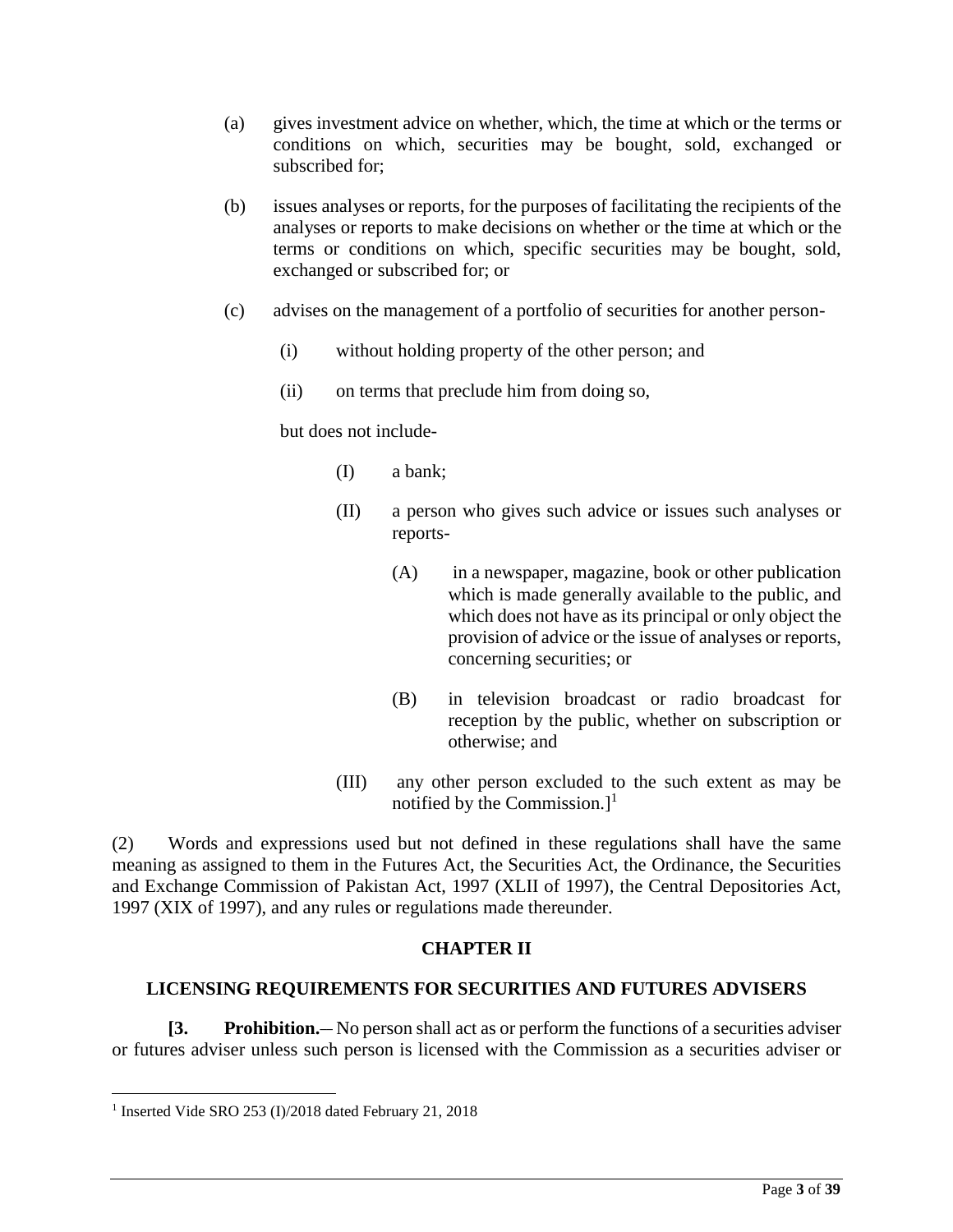(a) gives investment advice on whether, which, the time at which or the terms or conditions on which, securities may be bought, sold, exchanged or subscribed for;

(b) issues analyses or reports, for the purposes of facilitating the recipients of the analyses or reports to make decisions on whether or the time at which or the terms or conditions on which, specific securities may be bought, sold, exchanged or subscribed for; or

(c) advises on the management of a portfolio of securities for another person-

  (i) without holding property of the other person; and

  (ii) on terms that preclude him from doing so,

but does not include-

  (I) a bank;

  (II) a person who gives such advice or issues such analyses or reports-

    (A) in a newspaper, magazine, book or other publication which is made generally available to the public, and which does not have as its principal or only object the provision of advice or the issue of analyses or reports, concerning securities; or

    (B) in television broadcast or radio broadcast for reception by the public, whether on subscription or otherwise; and

  (III) any other person excluded to the such extent as may be notified by the Commission.][1]

(2) Words and expressions used but not defined in these regulations shall have the same meaning as assigned to them in the Futures Act, the Securities Act, the Ordinance, the Securities and Exchange Commission of Pakistan Act, 1997 (XLII of 1997), the Central Depositories Act, 1997 (XIX of 1997), and any rules or regulations made thereunder.

## CHAPTER II

## LICENSING REQUIREMENTS FOR SECURITIES AND FUTURES ADVISERS

**[3. Prohibition.**— No person shall act as or perform the functions of a securities adviser or futures adviser unless such person is licensed with the Commission as a securities adviser or

---

[1] Inserted Vide SRO 253 (I)/2018 dated February 21, 2018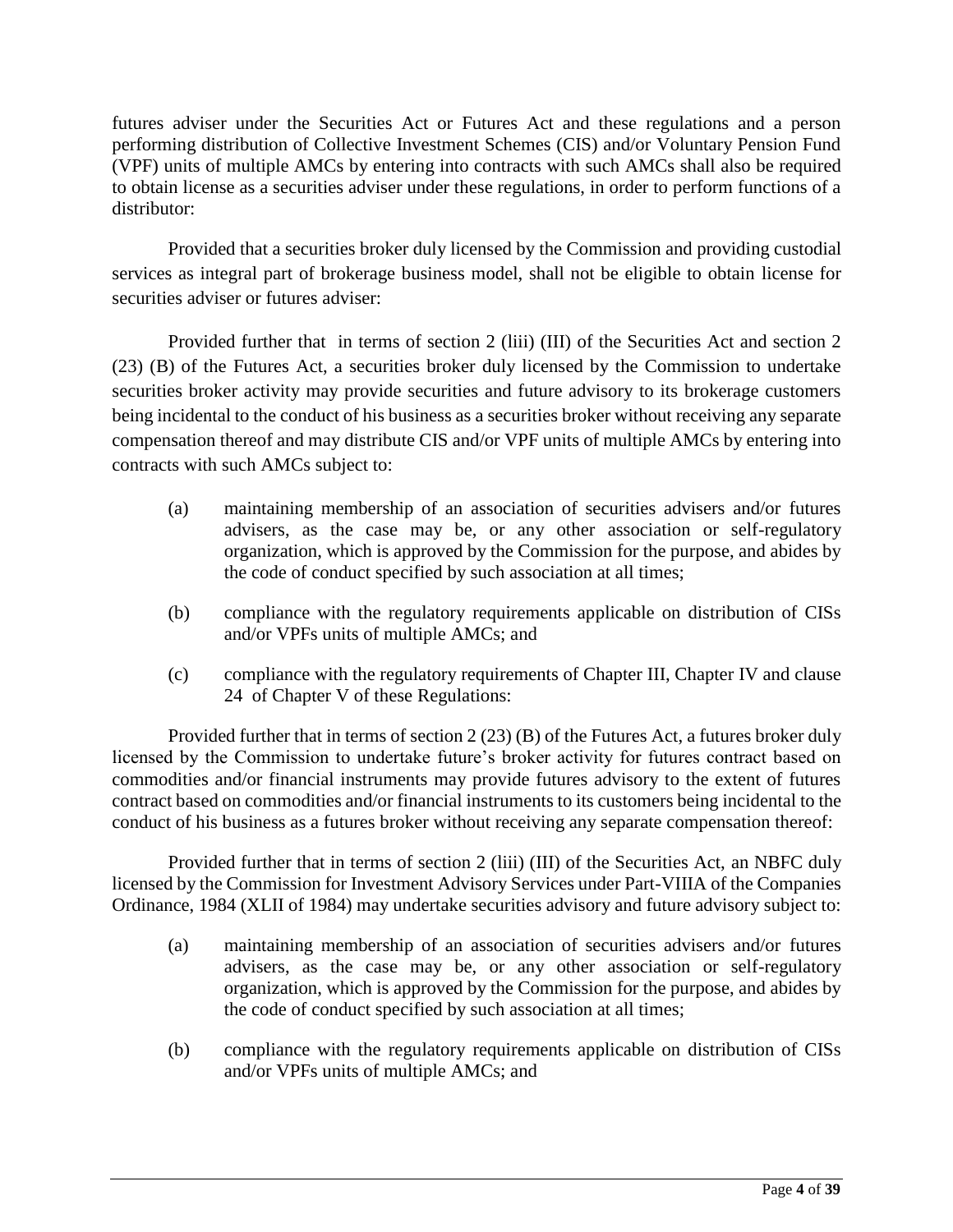futures adviser under the Securities Act or Futures Act and these regulations and a person performing distribution of Collective Investment Schemes (CIS) and/or Voluntary Pension Fund (VPF) units of multiple AMCs by entering into contracts with such AMCs shall also be required to obtain license as a securities adviser under these regulations, in order to perform functions of a distributor:

Provided that a securities broker duly licensed by the Commission and providing custodial services as integral part of brokerage business model, shall not be eligible to obtain license for securities adviser or futures adviser:

Provided further that in terms of section 2 (liii) (III) of the Securities Act and section 2 (23) (B) of the Futures Act, a securities broker duly licensed by the Commission to undertake securities broker activity may provide securities and future advisory to its brokerage customers being incidental to the conduct of his business as a securities broker without receiving any separate compensation thereof and may distribute CIS and/or VPF units of multiple AMCs by entering into contracts with such AMCs subject to:

(a) maintaining membership of an association of securities advisers and/or futures advisers, as the case may be, or any other association or self-regulatory organization, which is approved by the Commission for the purpose, and abides by the code of conduct specified by such association at all times;

(b) compliance with the regulatory requirements applicable on distribution of CISs and/or VPFs units of multiple AMCs; and

(c) compliance with the regulatory requirements of Chapter III, Chapter IV and clause 24 of Chapter V of these Regulations:

Provided further that in terms of section 2 (23) (B) of the Futures Act, a futures broker duly licensed by the Commission to undertake future's broker activity for futures contract based on commodities and/or financial instruments may provide futures advisory to the extent of futures contract based on commodities and/or financial instruments to its customers being incidental to the conduct of his business as a futures broker without receiving any separate compensation thereof:

Provided further that in terms of section 2 (liii) (III) of the Securities Act, an NBFC duly licensed by the Commission for Investment Advisory Services under Part-VIIIA of the Companies Ordinance, 1984 (XLII of 1984) may undertake securities advisory and future advisory subject to:

(a) maintaining membership of an association of securities advisers and/or futures advisers, as the case may be, or any other association or self-regulatory organization, which is approved by the Commission for the purpose, and abides by the code of conduct specified by such association at all times;

(b) compliance with the regulatory requirements applicable on distribution of CISs and/or VPFs units of multiple AMCs; and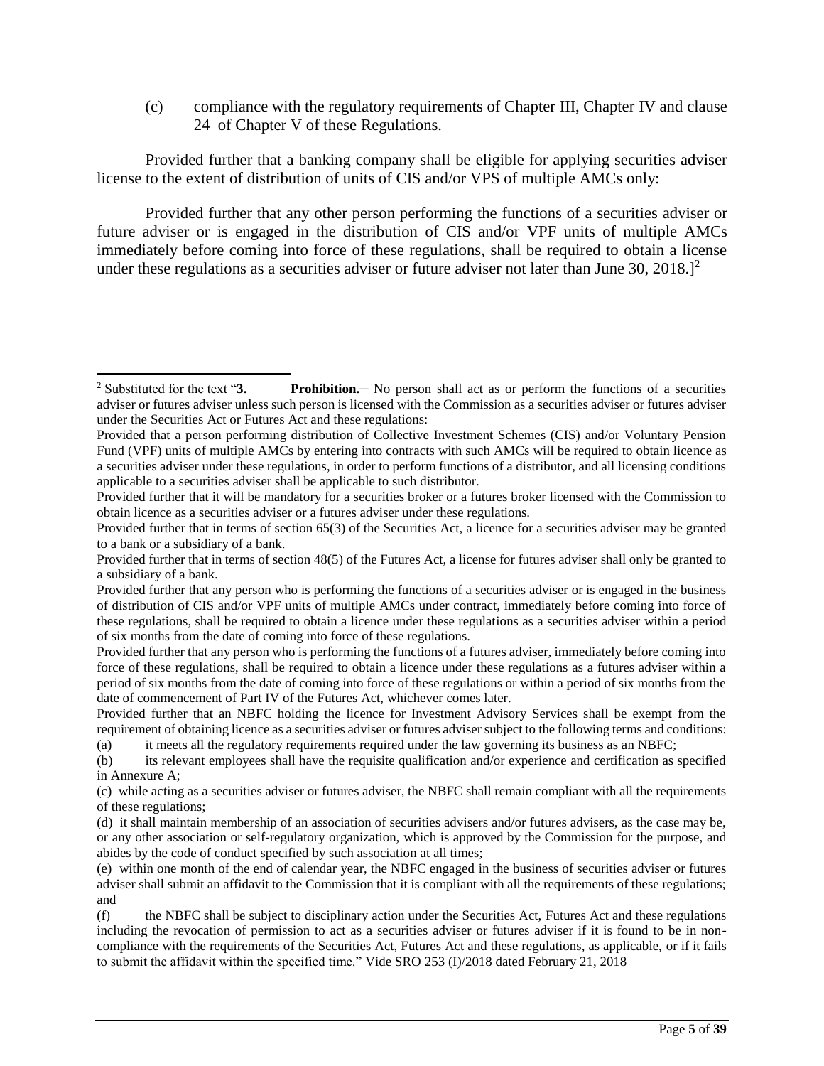(c) compliance with the regulatory requirements of Chapter III, Chapter IV and clause 24 of Chapter V of these Regulations.

Provided further that a banking company shall be eligible for applying securities adviser license to the extent of distribution of units of CIS and/or VPS of multiple AMCs only:

Provided further that any other person performing the functions of a securities adviser or future adviser or is engaged in the distribution of CIS and/or VPF units of multiple AMCs immediately before coming into force of these regulations, shall be required to obtain a license under these regulations as a securities adviser or future adviser not later than June 30, 2018.][2]

---

[2] Substituted for the text "**3. Prohibition.**– No person shall act as or perform the functions of a securities adviser or futures adviser unless such person is licensed with the Commission as a securities adviser or futures adviser under the Securities Act or Futures Act and these regulations:

Provided that a person performing distribution of Collective Investment Schemes (CIS) and/or Voluntary Pension Fund (VPF) units of multiple AMCs by entering into contracts with such AMCs will be required to obtain licence as a securities adviser under these regulations, in order to perform functions of a distributor, and all licensing conditions applicable to a securities adviser shall be applicable to such distributor.

Provided further that it will be mandatory for a securities broker or a futures broker licensed with the Commission to obtain licence as a securities adviser or a futures adviser under these regulations.

Provided further that in terms of section 65(3) of the Securities Act, a licence for a securities adviser may be granted to a bank or a subsidiary of a bank.

Provided further that in terms of section 48(5) of the Futures Act, a license for futures adviser shall only be granted to a subsidiary of a bank.

Provided further that any person who is performing the functions of a securities adviser or is engaged in the business of distribution of CIS and/or VPF units of multiple AMCs under contract, immediately before coming into force of these regulations, shall be required to obtain a licence under these regulations as a securities adviser within a period of six months from the date of coming into force of these regulations.

Provided further that any person who is performing the functions of a futures adviser, immediately before coming into force of these regulations, shall be required to obtain a licence under these regulations as a futures adviser within a period of six months from the date of coming into force of these regulations or within a period of six months from the date of commencement of Part IV of the Futures Act, whichever comes later.

Provided further that an NBFC holding the licence for Investment Advisory Services shall be exempt from the requirement of obtaining licence as a securities adviser or futures adviser subject to the following terms and conditions:

(a) it meets all the regulatory requirements required under the law governing its business as an NBFC;

(b) its relevant employees shall have the requisite qualification and/or experience and certification as specified in Annexure A;

(c) while acting as a securities adviser or futures adviser, the NBFC shall remain compliant with all the requirements of these regulations;

(d) it shall maintain membership of an association of securities advisers and/or futures advisers, as the case may be, or any other association or self-regulatory organization, which is approved by the Commission for the purpose, and abides by the code of conduct specified by such association at all times;

(e) within one month of the end of calendar year, the NBFC engaged in the business of securities adviser or futures adviser shall submit an affidavit to the Commission that it is compliant with all the requirements of these regulations; and

(f) the NBFC shall be subject to disciplinary action under the Securities Act, Futures Act and these regulations including the revocation of permission to act as a securities adviser or futures adviser if it is found to be in non-compliance with the requirements of the Securities Act, Futures Act and these regulations, as applicable, or if it fails to submit the affidavit within the specified time." Vide SRO 253 (I)/2018 dated February 21, 2018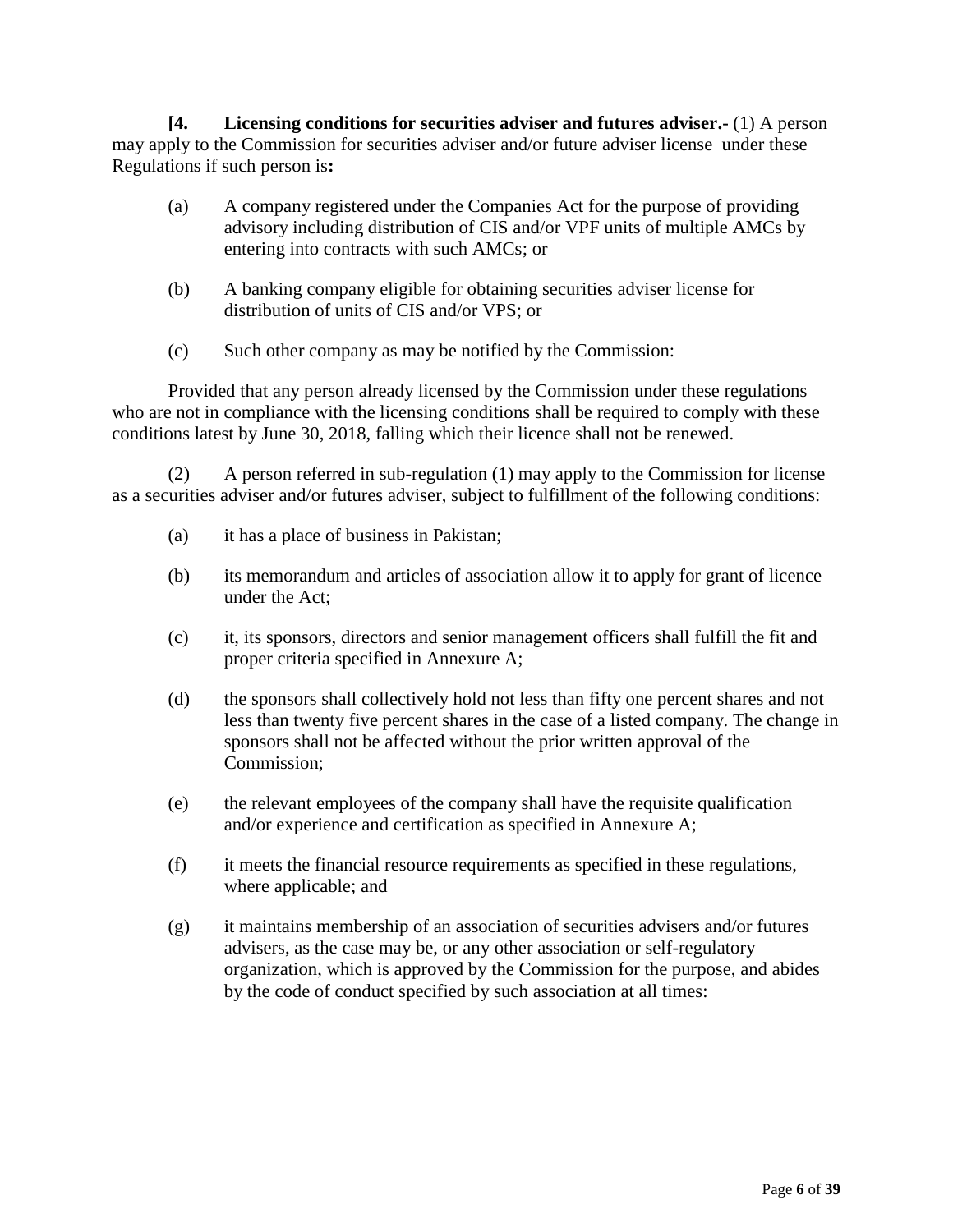**[4. Licensing conditions for securities adviser and futures adviser.-** (1) A person may apply to the Commission for securities adviser and/or future adviser license under these Regulations if such person is**:**

(a) A company registered under the Companies Act for the purpose of providing advisory including distribution of CIS and/or VPF units of multiple AMCs by entering into contracts with such AMCs; or

(b) A banking company eligible for obtaining securities adviser license for distribution of units of CIS and/or VPS; or

(c) Such other company as may be notified by the Commission:

Provided that any person already licensed by the Commission under these regulations who are not in compliance with the licensing conditions shall be required to comply with these conditions latest by June 30, 2018, falling which their licence shall not be renewed.

(2) A person referred in sub-regulation (1) may apply to the Commission for license as a securities adviser and/or futures adviser, subject to fulfillment of the following conditions:

(a) it has a place of business in Pakistan;

(b) its memorandum and articles of association allow it to apply for grant of licence under the Act;

(c) it, its sponsors, directors and senior management officers shall fulfill the fit and proper criteria specified in Annexure A;

(d) the sponsors shall collectively hold not less than fifty one percent shares and not less than twenty five percent shares in the case of a listed company. The change in sponsors shall not be affected without the prior written approval of the Commission;

(e) the relevant employees of the company shall have the requisite qualification and/or experience and certification as specified in Annexure A;

(f) it meets the financial resource requirements as specified in these regulations, where applicable; and

(g) it maintains membership of an association of securities advisers and/or futures advisers, as the case may be, or any other association or self-regulatory organization, which is approved by the Commission for the purpose, and abides by the code of conduct specified by such association at all times: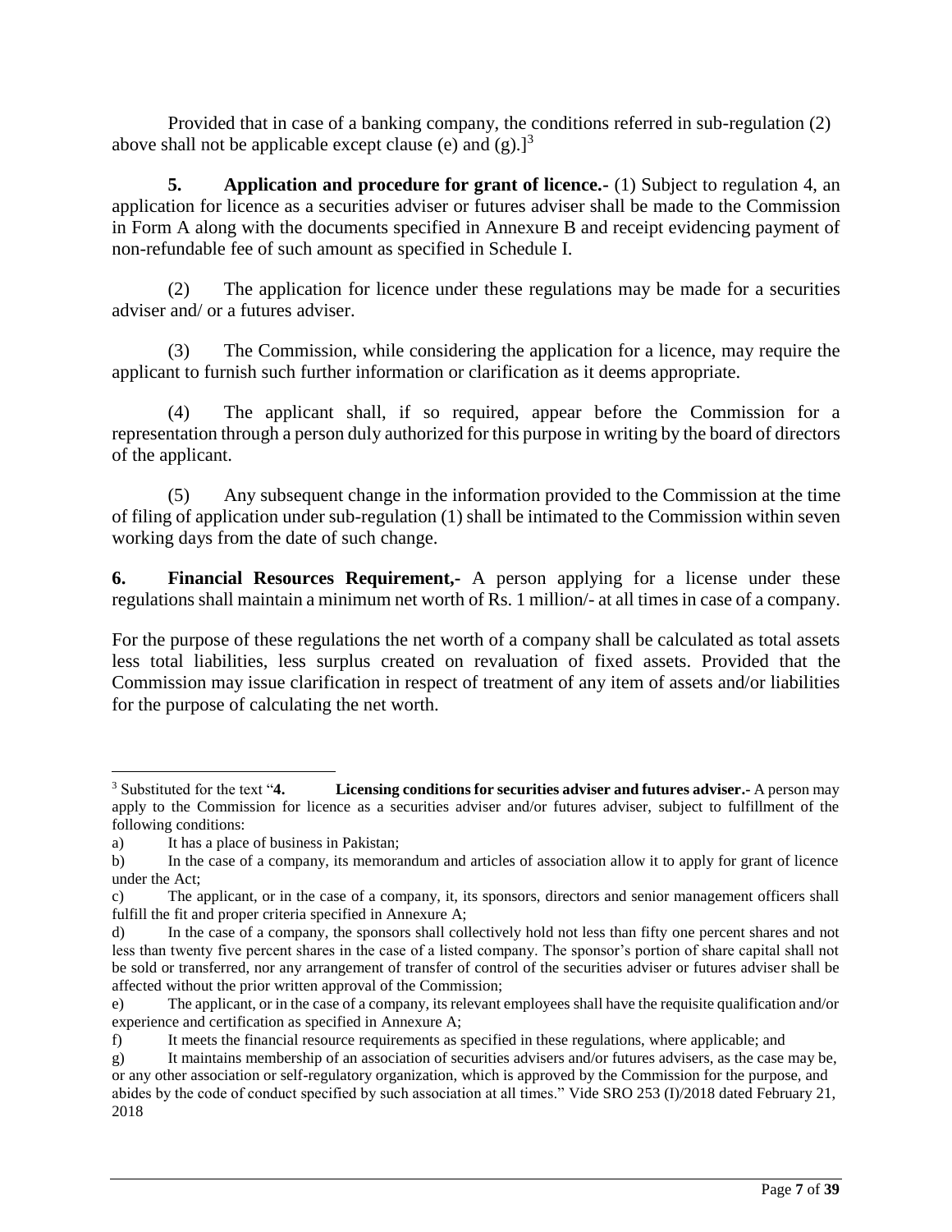Provided that in case of a banking company, the conditions referred in sub-regulation (2) above shall not be applicable except clause (e) and (g).][3]

**5. Application and procedure for grant of licence.-** (1) Subject to regulation 4, an application for licence as a securities adviser or futures adviser shall be made to the Commission in Form A along with the documents specified in Annexure B and receipt evidencing payment of non-refundable fee of such amount as specified in Schedule I.

(2) The application for licence under these regulations may be made for a securities adviser and/ or a futures adviser.

(3) The Commission, while considering the application for a licence, may require the applicant to furnish such further information or clarification as it deems appropriate.

(4) The applicant shall, if so required, appear before the Commission for a representation through a person duly authorized for this purpose in writing by the board of directors of the applicant.

(5) Any subsequent change in the information provided to the Commission at the time of filing of application under sub-regulation (1) shall be intimated to the Commission within seven working days from the date of such change.

**6. Financial Resources Requirement,-** A person applying for a license under these regulations shall maintain a minimum net worth of Rs. 1 million/- at all times in case of a company.

For the purpose of these regulations the net worth of a company shall be calculated as total assets less total liabilities, less surplus created on revaluation of fixed assets. Provided that the Commission may issue clarification in respect of treatment of any item of assets and/or liabilities for the purpose of calculating the net worth.

---

[3] Substituted for the text "**4. Licensing conditions for securities adviser and futures adviser.-** A person may apply to the Commission for licence as a securities adviser and/or futures adviser, subject to fulfillment of the following conditions:

a) It has a place of business in Pakistan;

b) In the case of a company, its memorandum and articles of association allow it to apply for grant of licence under the Act;

c) The applicant, or in the case of a company, it, its sponsors, directors and senior management officers shall fulfill the fit and proper criteria specified in Annexure A;

d) In the case of a company, the sponsors shall collectively hold not less than fifty one percent shares and not less than twenty five percent shares in the case of a listed company. The sponsor's portion of share capital shall not be sold or transferred, nor any arrangement of transfer of control of the securities adviser or futures adviser shall be affected without the prior written approval of the Commission;

e) The applicant, or in the case of a company, its relevant employees shall have the requisite qualification and/or experience and certification as specified in Annexure A;

f) It meets the financial resource requirements as specified in these regulations, where applicable; and

g) It maintains membership of an association of securities advisers and/or futures advisers, as the case may be, or any other association or self-regulatory organization, which is approved by the Commission for the purpose, and abides by the code of conduct specified by such association at all times." Vide SRO 253 (I)/2018 dated February 21, 2018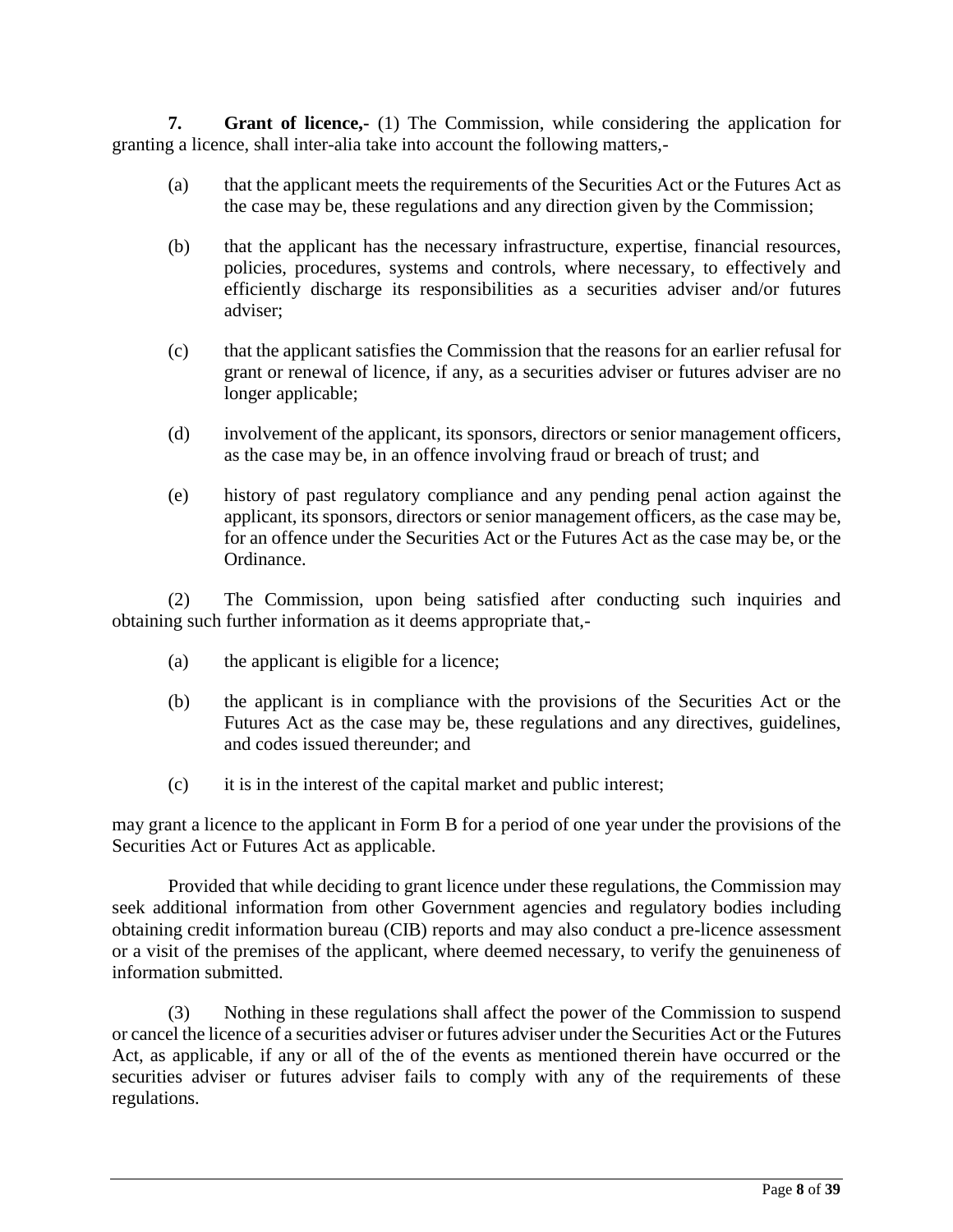**7. Grant of licence,-** (1) The Commission, while considering the application for granting a licence, shall inter-alia take into account the following matters,-

(a) that the applicant meets the requirements of the Securities Act or the Futures Act as the case may be, these regulations and any direction given by the Commission;

(b) that the applicant has the necessary infrastructure, expertise, financial resources, policies, procedures, systems and controls, where necessary, to effectively and efficiently discharge its responsibilities as a securities adviser and/or futures adviser;

(c) that the applicant satisfies the Commission that the reasons for an earlier refusal for grant or renewal of licence, if any, as a securities adviser or futures adviser are no longer applicable;

(d) involvement of the applicant, its sponsors, directors or senior management officers, as the case may be, in an offence involving fraud or breach of trust; and

(e) history of past regulatory compliance and any pending penal action against the applicant, its sponsors, directors or senior management officers, as the case may be, for an offence under the Securities Act or the Futures Act as the case may be, or the Ordinance.

(2) The Commission, upon being satisfied after conducting such inquiries and obtaining such further information as it deems appropriate that,-

(a) the applicant is eligible for a licence;

(b) the applicant is in compliance with the provisions of the Securities Act or the Futures Act as the case may be, these regulations and any directives, guidelines, and codes issued thereunder; and

(c) it is in the interest of the capital market and public interest;

may grant a licence to the applicant in Form B for a period of one year under the provisions of the Securities Act or Futures Act as applicable.

Provided that while deciding to grant licence under these regulations, the Commission may seek additional information from other Government agencies and regulatory bodies including obtaining credit information bureau (CIB) reports and may also conduct a pre-licence assessment or a visit of the premises of the applicant, where deemed necessary, to verify the genuineness of information submitted.

(3) Nothing in these regulations shall affect the power of the Commission to suspend or cancel the licence of a securities adviser or futures adviser under the Securities Act or the Futures Act, as applicable, if any or all of the of the events as mentioned therein have occurred or the securities adviser or futures adviser fails to comply with any of the requirements of these regulations.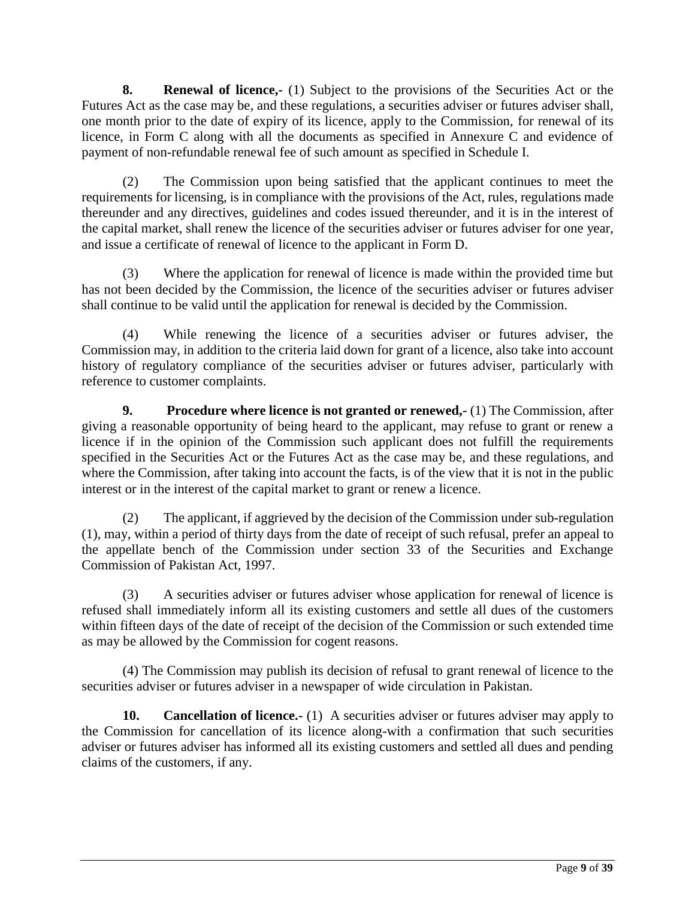**8. Renewal of licence,-** (1) Subject to the provisions of the Securities Act or the Futures Act as the case may be, and these regulations, a securities adviser or futures adviser shall, one month prior to the date of expiry of its licence, apply to the Commission, for renewal of its licence, in Form C along with all the documents as specified in Annexure C and evidence of payment of non-refundable renewal fee of such amount as specified in Schedule I.

(2) The Commission upon being satisfied that the applicant continues to meet the requirements for licensing, is in compliance with the provisions of the Act, rules, regulations made thereunder and any directives, guidelines and codes issued thereunder, and it is in the interest of the capital market, shall renew the licence of the securities adviser or futures adviser for one year, and issue a certificate of renewal of licence to the applicant in Form D.

(3) Where the application for renewal of licence is made within the provided time but has not been decided by the Commission, the licence of the securities adviser or futures adviser shall continue to be valid until the application for renewal is decided by the Commission.

(4) While renewing the licence of a securities adviser or futures adviser, the Commission may, in addition to the criteria laid down for grant of a licence, also take into account history of regulatory compliance of the securities adviser or futures adviser, particularly with reference to customer complaints.

**9. Procedure where licence is not granted or renewed,-** (1) The Commission, after giving a reasonable opportunity of being heard to the applicant, may refuse to grant or renew a licence if in the opinion of the Commission such applicant does not fulfill the requirements specified in the Securities Act or the Futures Act as the case may be, and these regulations, and where the Commission, after taking into account the facts, is of the view that it is not in the public interest or in the interest of the capital market to grant or renew a licence.

(2) The applicant, if aggrieved by the decision of the Commission under sub-regulation (1), may, within a period of thirty days from the date of receipt of such refusal, prefer an appeal to the appellate bench of the Commission under section 33 of the Securities and Exchange Commission of Pakistan Act, 1997.

(3) A securities adviser or futures adviser whose application for renewal of licence is refused shall immediately inform all its existing customers and settle all dues of the customers within fifteen days of the date of receipt of the decision of the Commission or such extended time as may be allowed by the Commission for cogent reasons.

(4) The Commission may publish its decision of refusal to grant renewal of licence to the securities adviser or futures adviser in a newspaper of wide circulation in Pakistan.

**10. Cancellation of licence.-** (1) A securities adviser or futures adviser may apply to the Commission for cancellation of its licence along-with a confirmation that such securities adviser or futures adviser has informed all its existing customers and settled all dues and pending claims of the customers, if any.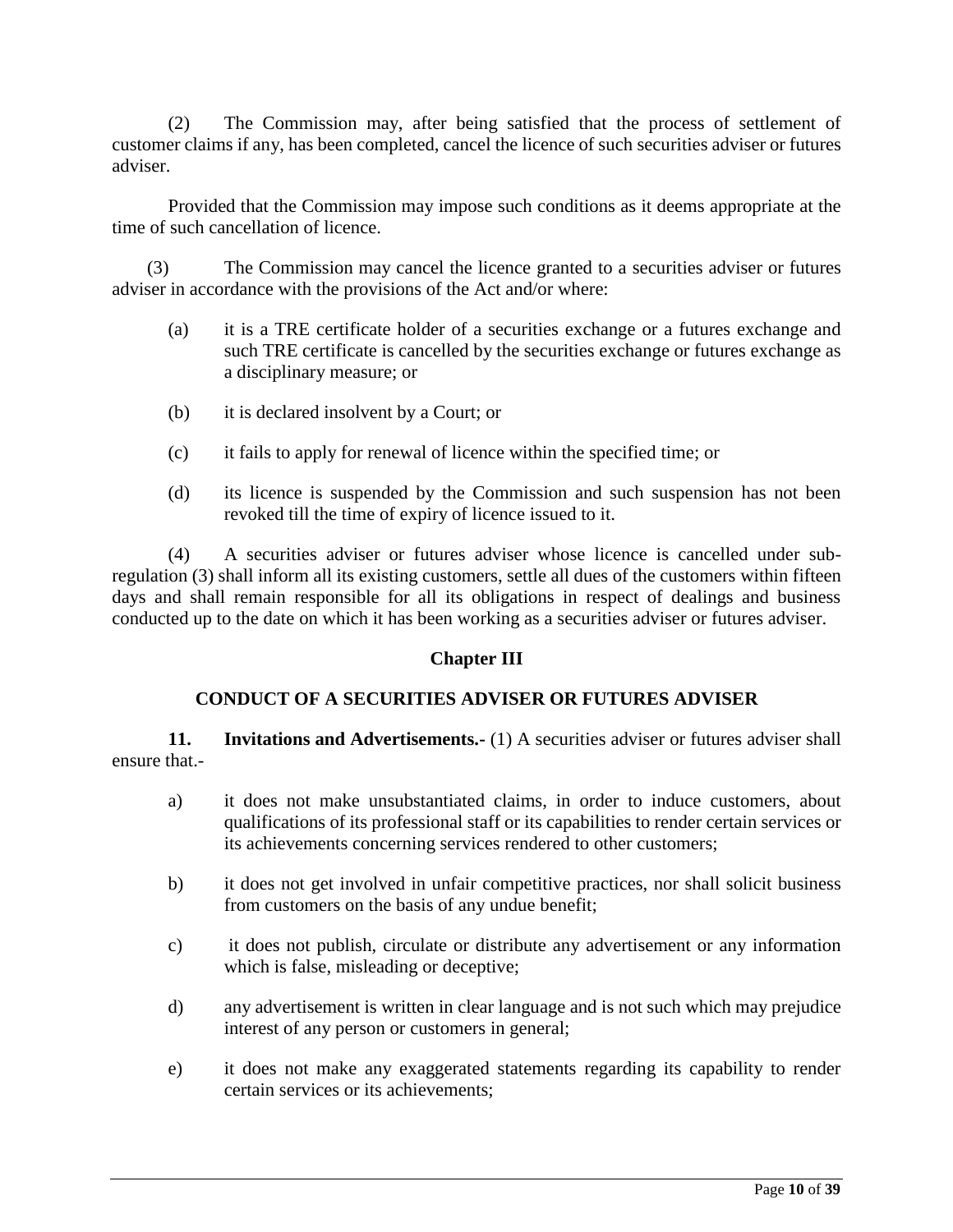(2) The Commission may, after being satisfied that the process of settlement of customer claims if any, has been completed, cancel the licence of such securities adviser or futures adviser.

Provided that the Commission may impose such conditions as it deems appropriate at the time of such cancellation of licence.

(3) The Commission may cancel the licence granted to a securities adviser or futures adviser in accordance with the provisions of the Act and/or where:

(a) it is a TRE certificate holder of a securities exchange or a futures exchange and such TRE certificate is cancelled by the securities exchange or futures exchange as a disciplinary measure; or

(b) it is declared insolvent by a Court; or

(c) it fails to apply for renewal of licence within the specified time; or

(d) its licence is suspended by the Commission and such suspension has not been revoked till the time of expiry of licence issued to it.

(4) A securities adviser or futures adviser whose licence is cancelled under sub-regulation (3) shall inform all its existing customers, settle all dues of the customers within fifteen days and shall remain responsible for all its obligations in respect of dealings and business conducted up to the date on which it has been working as a securities adviser or futures adviser.

## Chapter III

## CONDUCT OF A SECURITIES ADVISER OR FUTURES ADVISER

**11. Invitations and Advertisements.-** (1) A securities adviser or futures adviser shall ensure that.-

a) it does not make unsubstantiated claims, in order to induce customers, about qualifications of its professional staff or its capabilities to render certain services or its achievements concerning services rendered to other customers;

b) it does not get involved in unfair competitive practices, nor shall solicit business from customers on the basis of any undue benefit;

c) it does not publish, circulate or distribute any advertisement or any information which is false, misleading or deceptive;

d) any advertisement is written in clear language and is not such which may prejudice interest of any person or customers in general;

e) it does not make any exaggerated statements regarding its capability to render certain services or its achievements;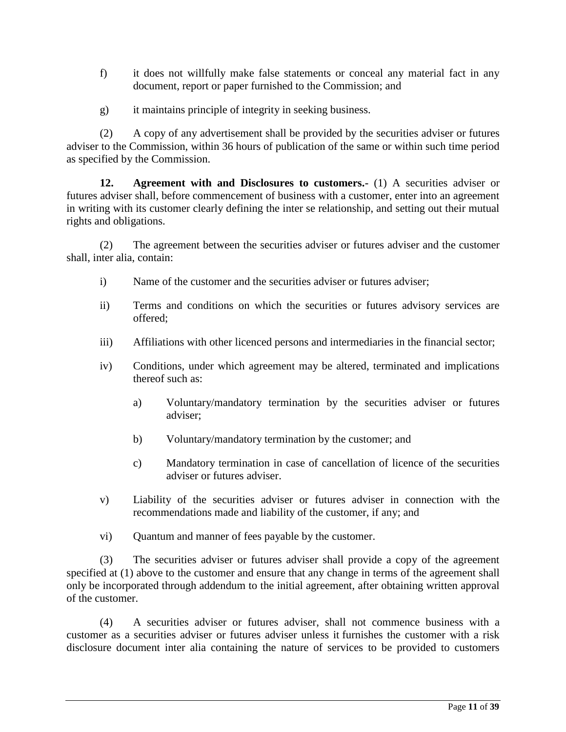f) it does not willfully make false statements or conceal any material fact in any document, report or paper furnished to the Commission; and

g) it maintains principle of integrity in seeking business.

(2) A copy of any advertisement shall be provided by the securities adviser or futures adviser to the Commission, within 36 hours of publication of the same or within such time period as specified by the Commission.

**12. Agreement with and Disclosures to customers.-** (1) A securities adviser or futures adviser shall, before commencement of business with a customer, enter into an agreement in writing with its customer clearly defining the inter se relationship, and setting out their mutual rights and obligations.

(2) The agreement between the securities adviser or futures adviser and the customer shall, inter alia, contain:

i) Name of the customer and the securities adviser or futures adviser;

ii) Terms and conditions on which the securities or futures advisory services are offered;

iii) Affiliations with other licenced persons and intermediaries in the financial sector;

iv) Conditions, under which agreement may be altered, terminated and implications thereof such as:

  a) Voluntary/mandatory termination by the securities adviser or futures adviser;

  b) Voluntary/mandatory termination by the customer; and

  c) Mandatory termination in case of cancellation of licence of the securities adviser or futures adviser.

v) Liability of the securities adviser or futures adviser in connection with the recommendations made and liability of the customer, if any; and

vi) Quantum and manner of fees payable by the customer.

(3) The securities adviser or futures adviser shall provide a copy of the agreement specified at (1) above to the customer and ensure that any change in terms of the agreement shall only be incorporated through addendum to the initial agreement, after obtaining written approval of the customer.

(4) A securities adviser or futures adviser, shall not commence business with a customer as a securities adviser or futures adviser unless it furnishes the customer with a risk disclosure document inter alia containing the nature of services to be provided to customers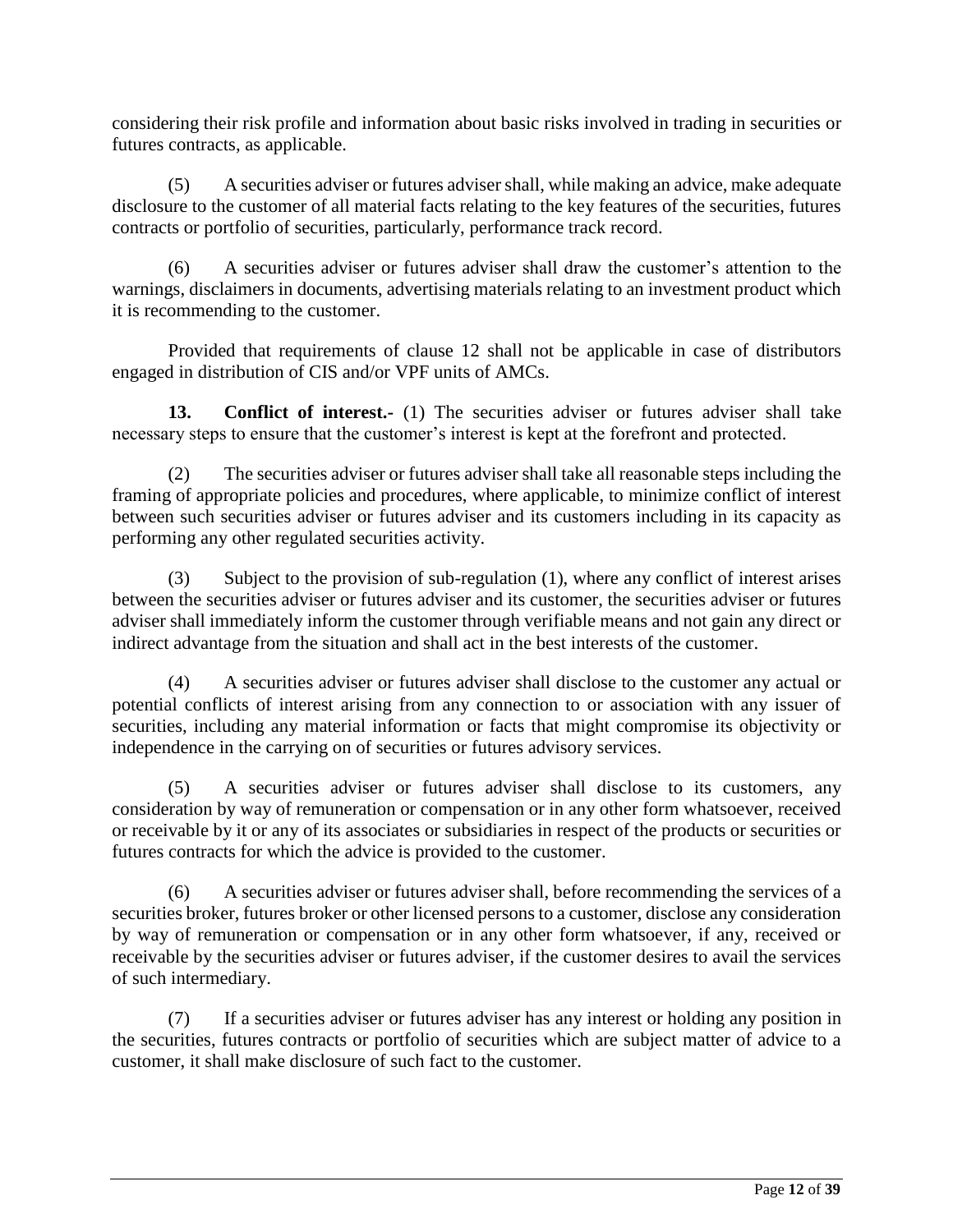considering their risk profile and information about basic risks involved in trading in securities or futures contracts, as applicable.

(5) A securities adviser or futures adviser shall, while making an advice, make adequate disclosure to the customer of all material facts relating to the key features of the securities, futures contracts or portfolio of securities, particularly, performance track record.

(6) A securities adviser or futures adviser shall draw the customer's attention to the warnings, disclaimers in documents, advertising materials relating to an investment product which it is recommending to the customer.

Provided that requirements of clause 12 shall not be applicable in case of distributors engaged in distribution of CIS and/or VPF units of AMCs.

**13. Conflict of interest.-** (1) The securities adviser or futures adviser shall take necessary steps to ensure that the customer's interest is kept at the forefront and protected.

(2) The securities adviser or futures adviser shall take all reasonable steps including the framing of appropriate policies and procedures, where applicable, to minimize conflict of interest between such securities adviser or futures adviser and its customers including in its capacity as performing any other regulated securities activity.

(3) Subject to the provision of sub-regulation (1), where any conflict of interest arises between the securities adviser or futures adviser and its customer, the securities adviser or futures adviser shall immediately inform the customer through verifiable means and not gain any direct or indirect advantage from the situation and shall act in the best interests of the customer.

(4) A securities adviser or futures adviser shall disclose to the customer any actual or potential conflicts of interest arising from any connection to or association with any issuer of securities, including any material information or facts that might compromise its objectivity or independence in the carrying on of securities or futures advisory services.

(5) A securities adviser or futures adviser shall disclose to its customers, any consideration by way of remuneration or compensation or in any other form whatsoever, received or receivable by it or any of its associates or subsidiaries in respect of the products or securities or futures contracts for which the advice is provided to the customer.

(6) A securities adviser or futures adviser shall, before recommending the services of a securities broker, futures broker or other licensed persons to a customer, disclose any consideration by way of remuneration or compensation or in any other form whatsoever, if any, received or receivable by the securities adviser or futures adviser, if the customer desires to avail the services of such intermediary.

(7) If a securities adviser or futures adviser has any interest or holding any position in the securities, futures contracts or portfolio of securities which are subject matter of advice to a customer, it shall make disclosure of such fact to the customer.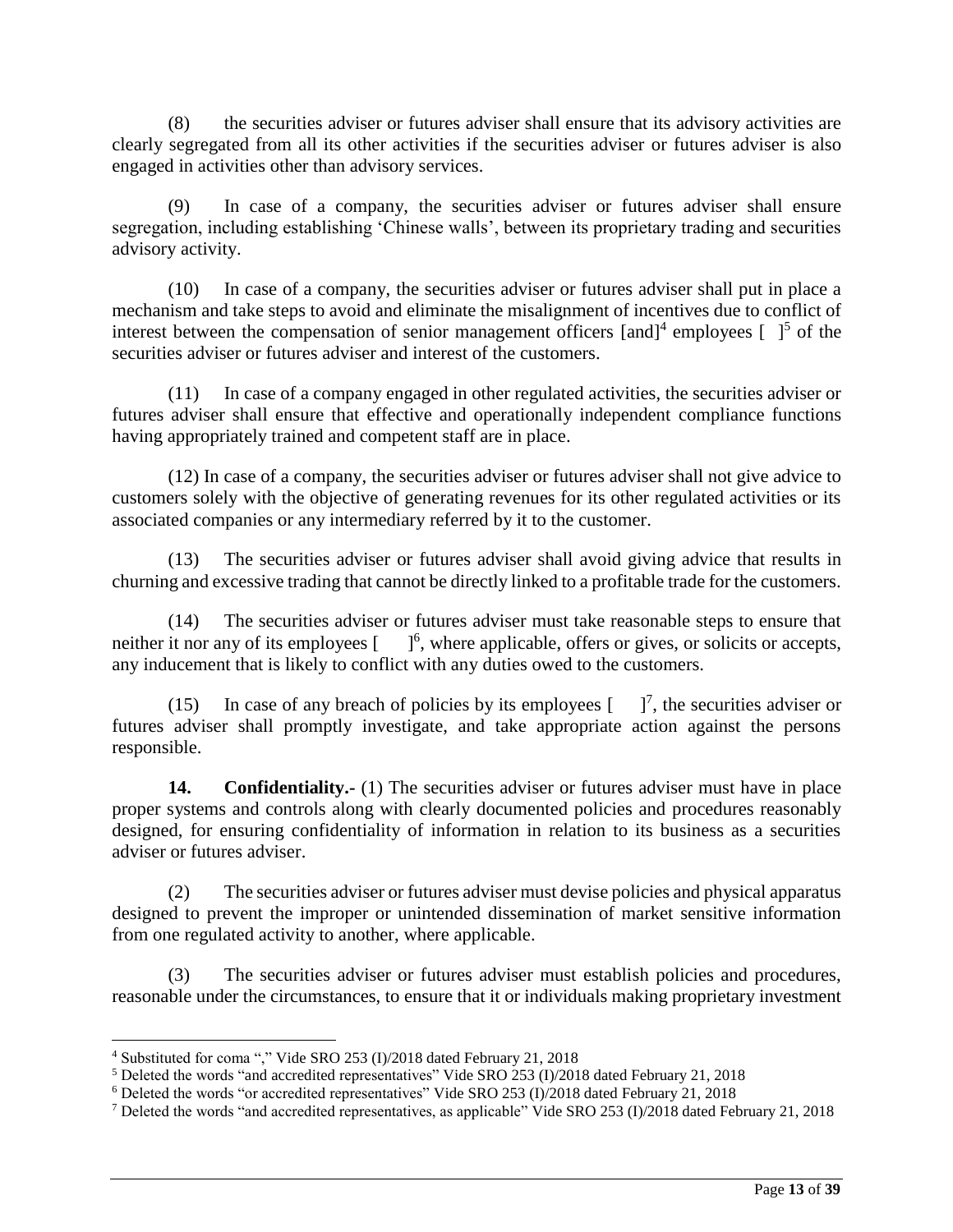(8) the securities adviser or futures adviser shall ensure that its advisory activities are clearly segregated from all its other activities if the securities adviser or futures adviser is also engaged in activities other than advisory services.

(9) In case of a company, the securities adviser or futures adviser shall ensure segregation, including establishing 'Chinese walls', between its proprietary trading and securities advisory activity.

(10) In case of a company, the securities adviser or futures adviser shall put in place a mechanism and take steps to avoid and eliminate the misalignment of incentives due to conflict of interest between the compensation of senior management officers [and][4] employees [ ][5] of the securities adviser or futures adviser and interest of the customers.

(11) In case of a company engaged in other regulated activities, the securities adviser or futures adviser shall ensure that effective and operationally independent compliance functions having appropriately trained and competent staff are in place.

(12) In case of a company, the securities adviser or futures adviser shall not give advice to customers solely with the objective of generating revenues for its other regulated activities or its associated companies or any intermediary referred by it to the customer.

(13) The securities adviser or futures adviser shall avoid giving advice that results in churning and excessive trading that cannot be directly linked to a profitable trade for the customers.

(14) The securities adviser or futures adviser must take reasonable steps to ensure that neither it nor any of its employees [ ][6], where applicable, offers or gives, or solicits or accepts, any inducement that is likely to conflict with any duties owed to the customers.

(15) In case of any breach of policies by its employees [ ][7], the securities adviser or futures adviser shall promptly investigate, and take appropriate action against the persons responsible.

**14. Confidentiality.-** (1) The securities adviser or futures adviser must have in place proper systems and controls along with clearly documented policies and procedures reasonably designed, for ensuring confidentiality of information in relation to its business as a securities adviser or futures adviser.

(2) The securities adviser or futures adviser must devise policies and physical apparatus designed to prevent the improper or unintended dissemination of market sensitive information from one regulated activity to another, where applicable.

(3) The securities adviser or futures adviser must establish policies and procedures, reasonable under the circumstances, to ensure that it or individuals making proprietary investment

---

[4] Substituted for coma "," Vide SRO 253 (I)/2018 dated February 21, 2018

[5] Deleted the words "and accredited representatives" Vide SRO 253 (I)/2018 dated February 21, 2018

[6] Deleted the words "or accredited representatives" Vide SRO 253 (I)/2018 dated February 21, 2018

[7] Deleted the words "and accredited representatives, as applicable" Vide SRO 253 (I)/2018 dated February 21, 2018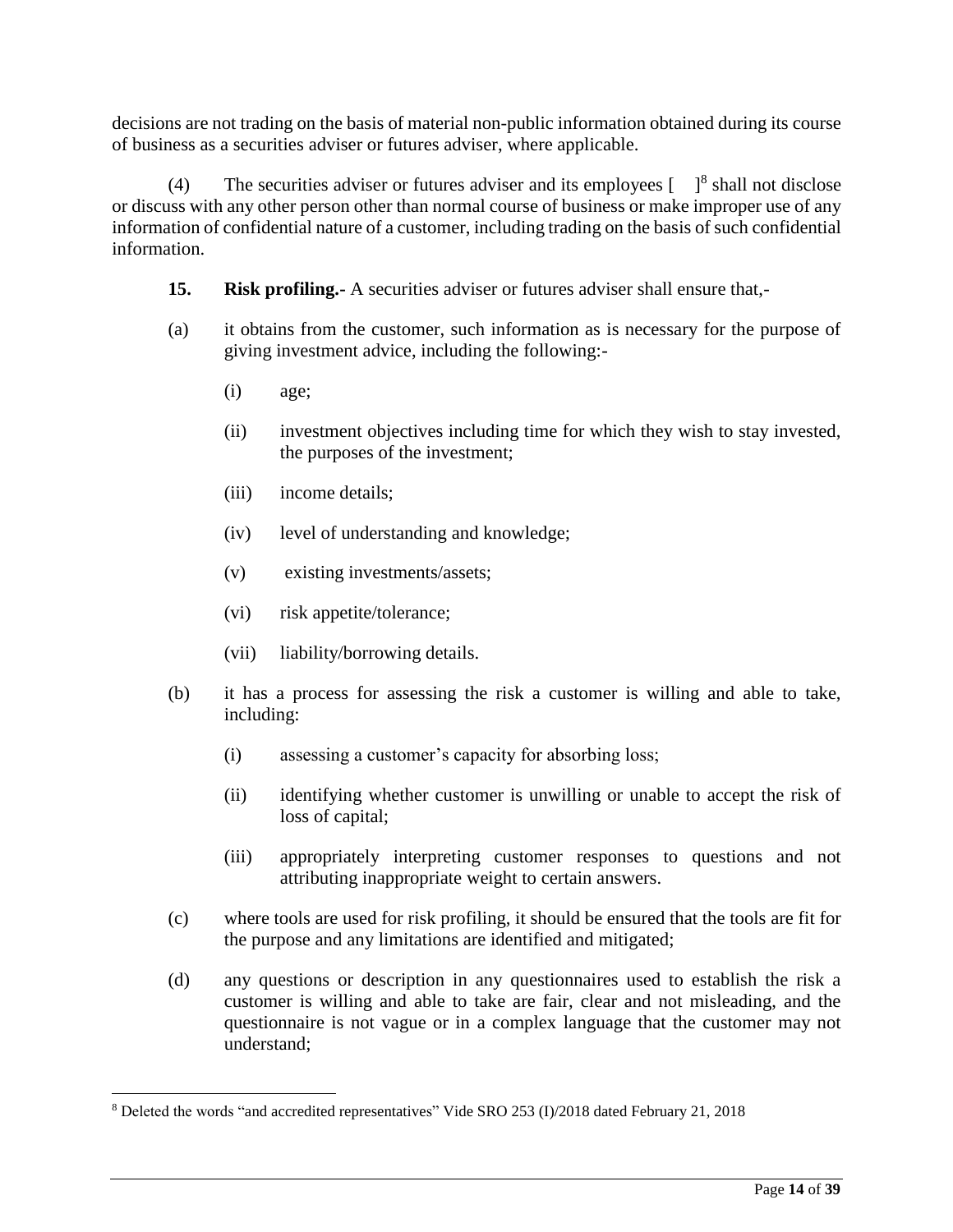decisions are not trading on the basis of material non-public information obtained during its course of business as a securities adviser or futures adviser, where applicable.

(4) The securities adviser or futures adviser and its employees [ ][8] shall not disclose or discuss with any other person other than normal course of business or make improper use of any information of confidential nature of a customer, including trading on the basis of such confidential information.

**15. Risk profiling.-** A securities adviser or futures adviser shall ensure that,-

(a) it obtains from the customer, such information as is necessary for the purpose of giving investment advice, including the following:-

(i) age;

(ii) investment objectives including time for which they wish to stay invested, the purposes of the investment;

(iii) income details;

(iv) level of understanding and knowledge;

(v) existing investments/assets;

(vi) risk appetite/tolerance;

(vii) liability/borrowing details.

(b) it has a process for assessing the risk a customer is willing and able to take, including:

(i) assessing a customer's capacity for absorbing loss;

(ii) identifying whether customer is unwilling or unable to accept the risk of loss of capital;

(iii) appropriately interpreting customer responses to questions and not attributing inappropriate weight to certain answers.

(c) where tools are used for risk profiling, it should be ensured that the tools are fit for the purpose and any limitations are identified and mitigated;

(d) any questions or description in any questionnaires used to establish the risk a customer is willing and able to take are fair, clear and not misleading, and the questionnaire is not vague or in a complex language that the customer may not understand;

---

[8] Deleted the words "and accredited representatives" Vide SRO 253 (I)/2018 dated February 21, 2018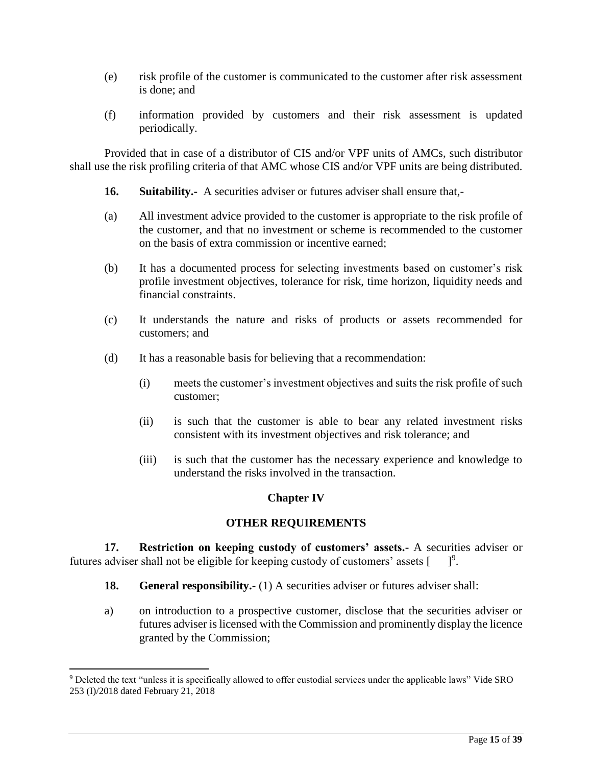(e) risk profile of the customer is communicated to the customer after risk assessment is done; and

(f) information provided by customers and their risk assessment is updated periodically.

Provided that in case of a distributor of CIS and/or VPF units of AMCs, such distributor shall use the risk profiling criteria of that AMC whose CIS and/or VPF units are being distributed.

**16. Suitability.-** A securities adviser or futures adviser shall ensure that,-

(a) All investment advice provided to the customer is appropriate to the risk profile of the customer, and that no investment or scheme is recommended to the customer on the basis of extra commission or incentive earned;

(b) It has a documented process for selecting investments based on customer's risk profile investment objectives, tolerance for risk, time horizon, liquidity needs and financial constraints.

(c) It understands the nature and risks of products or assets recommended for customers; and

(d) It has a reasonable basis for believing that a recommendation:

   (i) meets the customer's investment objectives and suits the risk profile of such customer;

   (ii) is such that the customer is able to bear any related investment risks consistent with its investment objectives and risk tolerance; and

   (iii) is such that the customer has the necessary experience and knowledge to understand the risks involved in the transaction.

## Chapter IV

## OTHER REQUIREMENTS

**17. Restriction on keeping custody of customers' assets.-** A securities adviser or futures adviser shall not be eligible for keeping custody of customers' assets [ ][9].

**18. General responsibility.-** (1) A securities adviser or futures adviser shall:

a) on introduction to a prospective customer, disclose that the securities adviser or futures adviser is licensed with the Commission and prominently display the licence granted by the Commission;

---

[9] Deleted the text "unless it is specifically allowed to offer custodial services under the applicable laws" Vide SRO 253 (I)/2018 dated February 21, 2018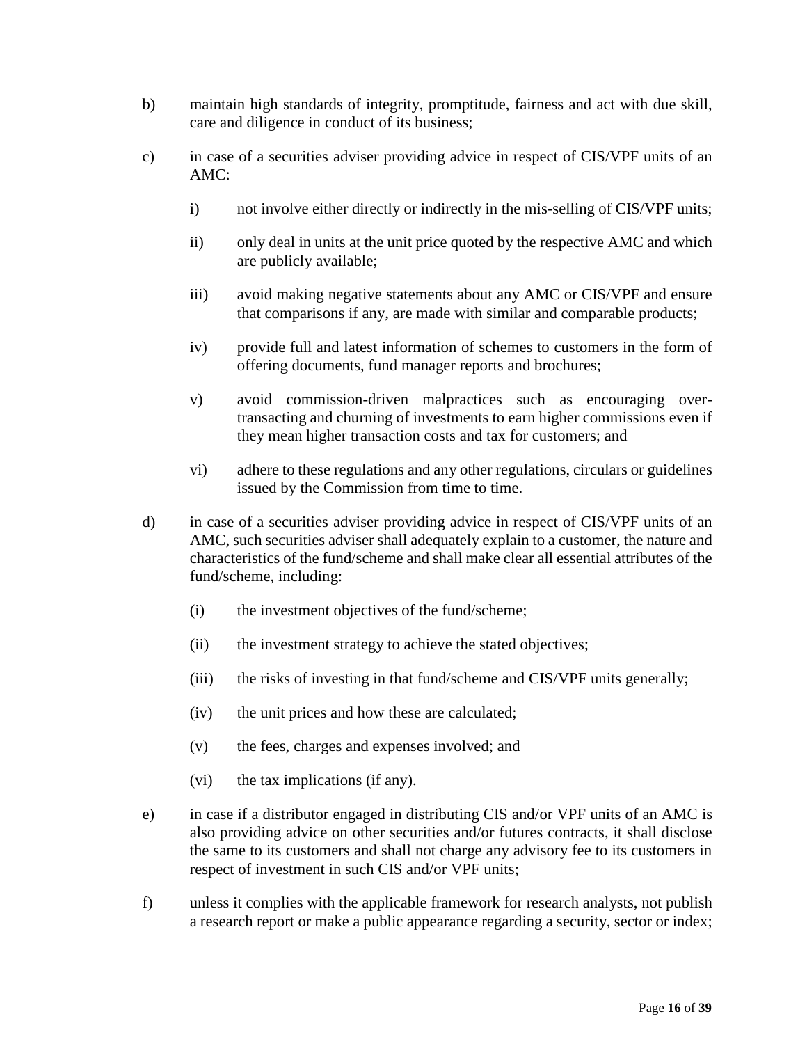b) maintain high standards of integrity, promptitude, fairness and act with due skill, care and diligence in conduct of its business;

c) in case of a securities adviser providing advice in respect of CIS/VPF units of an AMC:

   i) not involve either directly or indirectly in the mis-selling of CIS/VPF units;

   ii) only deal in units at the unit price quoted by the respective AMC and which are publicly available;

   iii) avoid making negative statements about any AMC or CIS/VPF and ensure that comparisons if any, are made with similar and comparable products;

   iv) provide full and latest information of schemes to customers in the form of offering documents, fund manager reports and brochures;

   v) avoid commission-driven malpractices such as encouraging over-transacting and churning of investments to earn higher commissions even if they mean higher transaction costs and tax for customers; and

   vi) adhere to these regulations and any other regulations, circulars or guidelines issued by the Commission from time to time.

d) in case of a securities adviser providing advice in respect of CIS/VPF units of an AMC, such securities adviser shall adequately explain to a customer, the nature and characteristics of the fund/scheme and shall make clear all essential attributes of the fund/scheme, including:

   (i) the investment objectives of the fund/scheme;

   (ii) the investment strategy to achieve the stated objectives;

   (iii) the risks of investing in that fund/scheme and CIS/VPF units generally;

   (iv) the unit prices and how these are calculated;

   (v) the fees, charges and expenses involved; and

   (vi) the tax implications (if any).

e) in case if a distributor engaged in distributing CIS and/or VPF units of an AMC is also providing advice on other securities and/or futures contracts, it shall disclose the same to its customers and shall not charge any advisory fee to its customers in respect of investment in such CIS and/or VPF units;

f) unless it complies with the applicable framework for research analysts, not publish a research report or make a public appearance regarding a security, sector or index;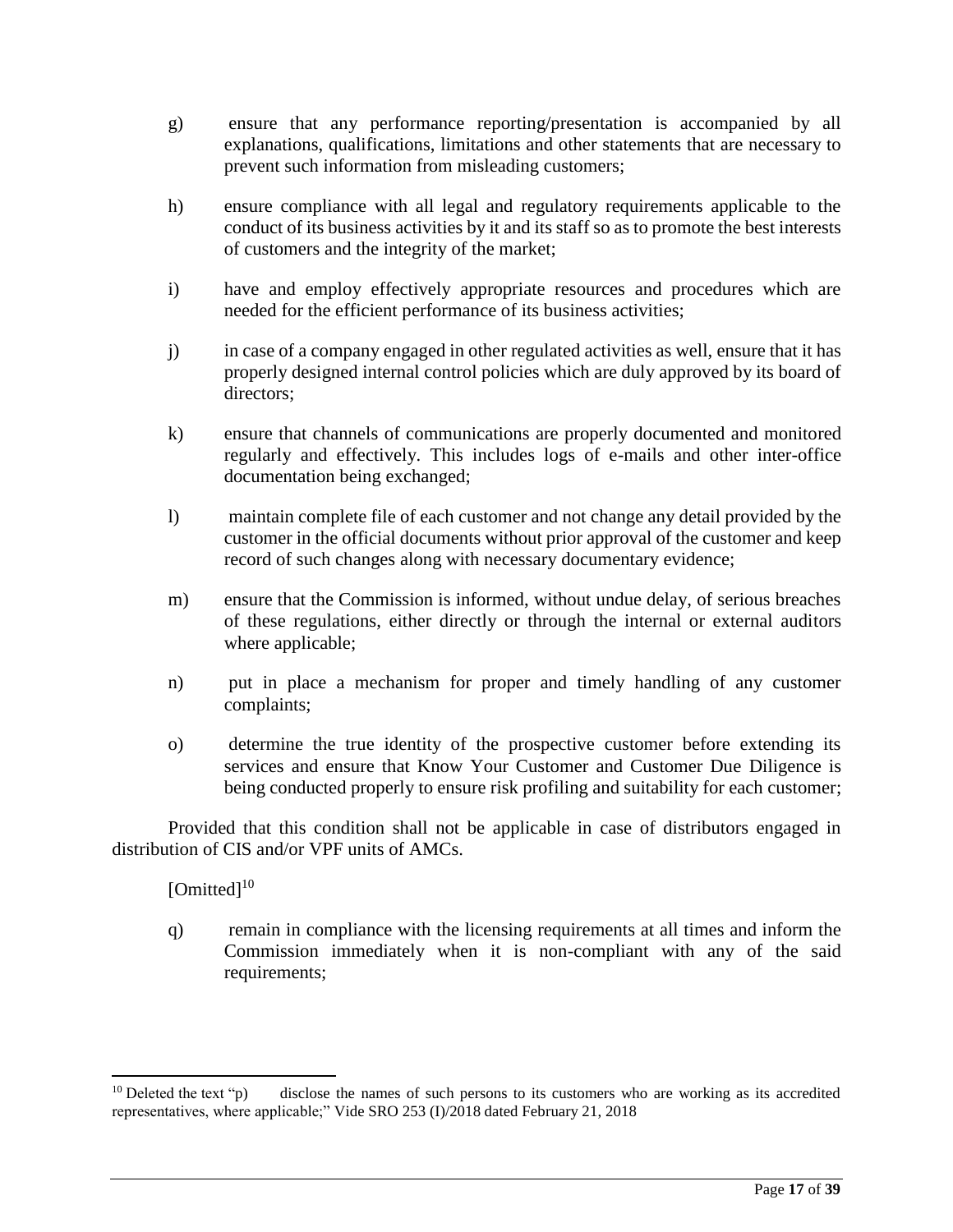g) ensure that any performance reporting/presentation is accompanied by all explanations, qualifications, limitations and other statements that are necessary to prevent such information from misleading customers;

h) ensure compliance with all legal and regulatory requirements applicable to the conduct of its business activities by it and its staff so as to promote the best interests of customers and the integrity of the market;

i) have and employ effectively appropriate resources and procedures which are needed for the efficient performance of its business activities;

j) in case of a company engaged in other regulated activities as well, ensure that it has properly designed internal control policies which are duly approved by its board of directors;

k) ensure that channels of communications are properly documented and monitored regularly and effectively. This includes logs of e-mails and other inter-office documentation being exchanged;

l) maintain complete file of each customer and not change any detail provided by the customer in the official documents without prior approval of the customer and keep record of such changes along with necessary documentary evidence;

m) ensure that the Commission is informed, without undue delay, of serious breaches of these regulations, either directly or through the internal or external auditors where applicable;

n) put in place a mechanism for proper and timely handling of any customer complaints;

o) determine the true identity of the prospective customer before extending its services and ensure that Know Your Customer and Customer Due Diligence is being conducted properly to ensure risk profiling and suitability for each customer;

Provided that this condition shall not be applicable in case of distributors engaged in distribution of CIS and/or VPF units of AMCs.

[Omitted][10]

q) remain in compliance with the licensing requirements at all times and inform the Commission immediately when it is non-compliant with any of the said requirements;

---

[10] Deleted the text "p) disclose the names of such persons to its customers who are working as its accredited representatives, where applicable;" Vide SRO 253 (I)/2018 dated February 21, 2018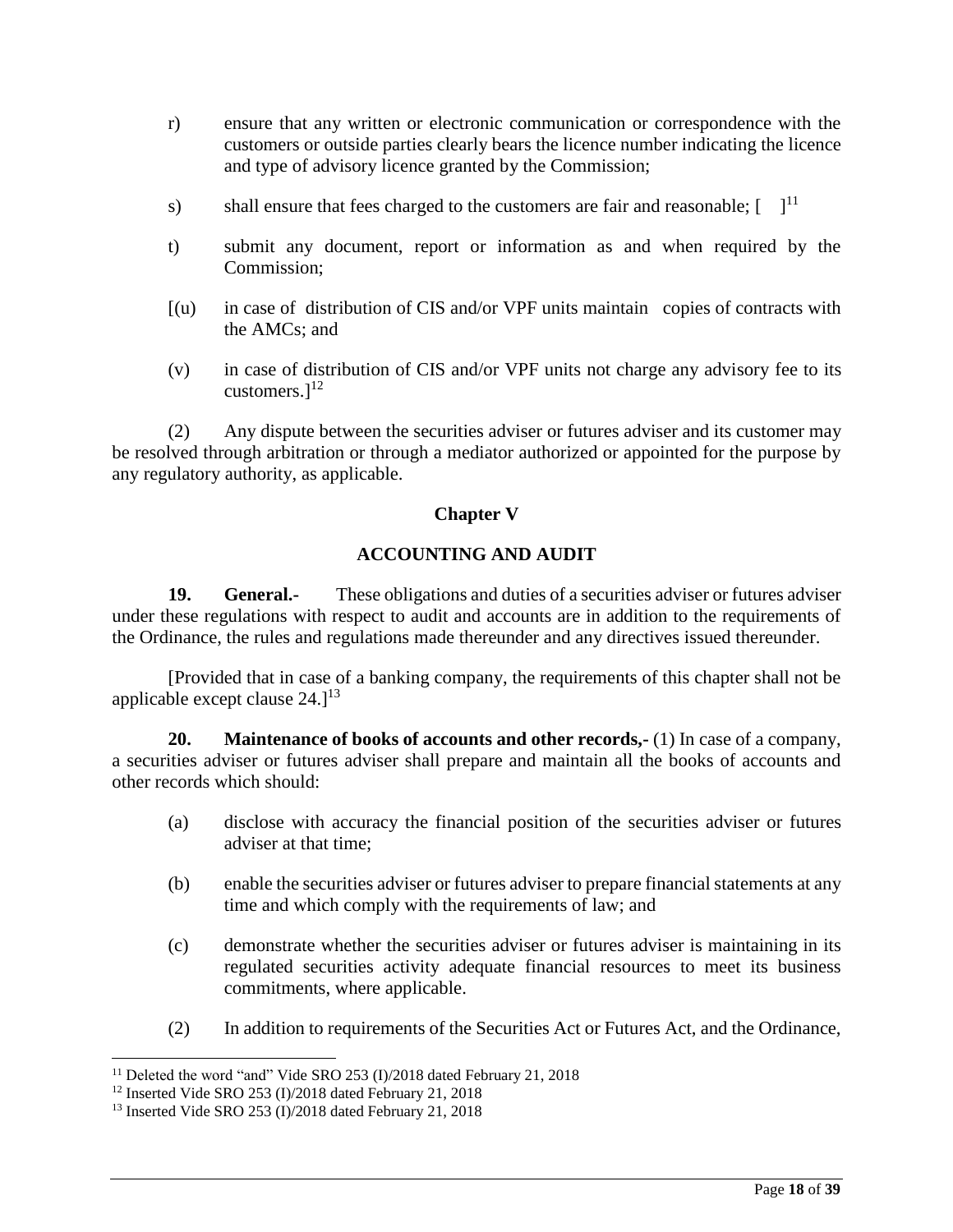r) ensure that any written or electronic communication or correspondence with the customers or outside parties clearly bears the licence number indicating the licence and type of advisory licence granted by the Commission;

s) shall ensure that fees charged to the customers are fair and reasonable; [ ][11]

t) submit any document, report or information as and when required by the Commission;

[(u) in case of distribution of CIS and/or VPF units maintain copies of contracts with the AMCs; and

(v) in case of distribution of CIS and/or VPF units not charge any advisory fee to its customers.][12]

(2) Any dispute between the securities adviser or futures adviser and its customer may be resolved through arbitration or through a mediator authorized or appointed for the purpose by any regulatory authority, as applicable.

## Chapter V

## ACCOUNTING AND AUDIT

**19. General.-** These obligations and duties of a securities adviser or futures adviser under these regulations with respect to audit and accounts are in addition to the requirements of the Ordinance, the rules and regulations made thereunder and any directives issued thereunder.

[Provided that in case of a banking company, the requirements of this chapter shall not be applicable except clause 24.][13]

**20. Maintenance of books of accounts and other records,-** (1) In case of a company, a securities adviser or futures adviser shall prepare and maintain all the books of accounts and other records which should:

(a) disclose with accuracy the financial position of the securities adviser or futures adviser at that time;

(b) enable the securities adviser or futures adviser to prepare financial statements at any time and which comply with the requirements of law; and

(c) demonstrate whether the securities adviser or futures adviser is maintaining in its regulated securities activity adequate financial resources to meet its business commitments, where applicable.

(2) In addition to requirements of the Securities Act or Futures Act, and the Ordinance,

---

[11] Deleted the word "and" Vide SRO 253 (I)/2018 dated February 21, 2018

[12] Inserted Vide SRO 253 (I)/2018 dated February 21, 2018

[13] Inserted Vide SRO 253 (I)/2018 dated February 21, 2018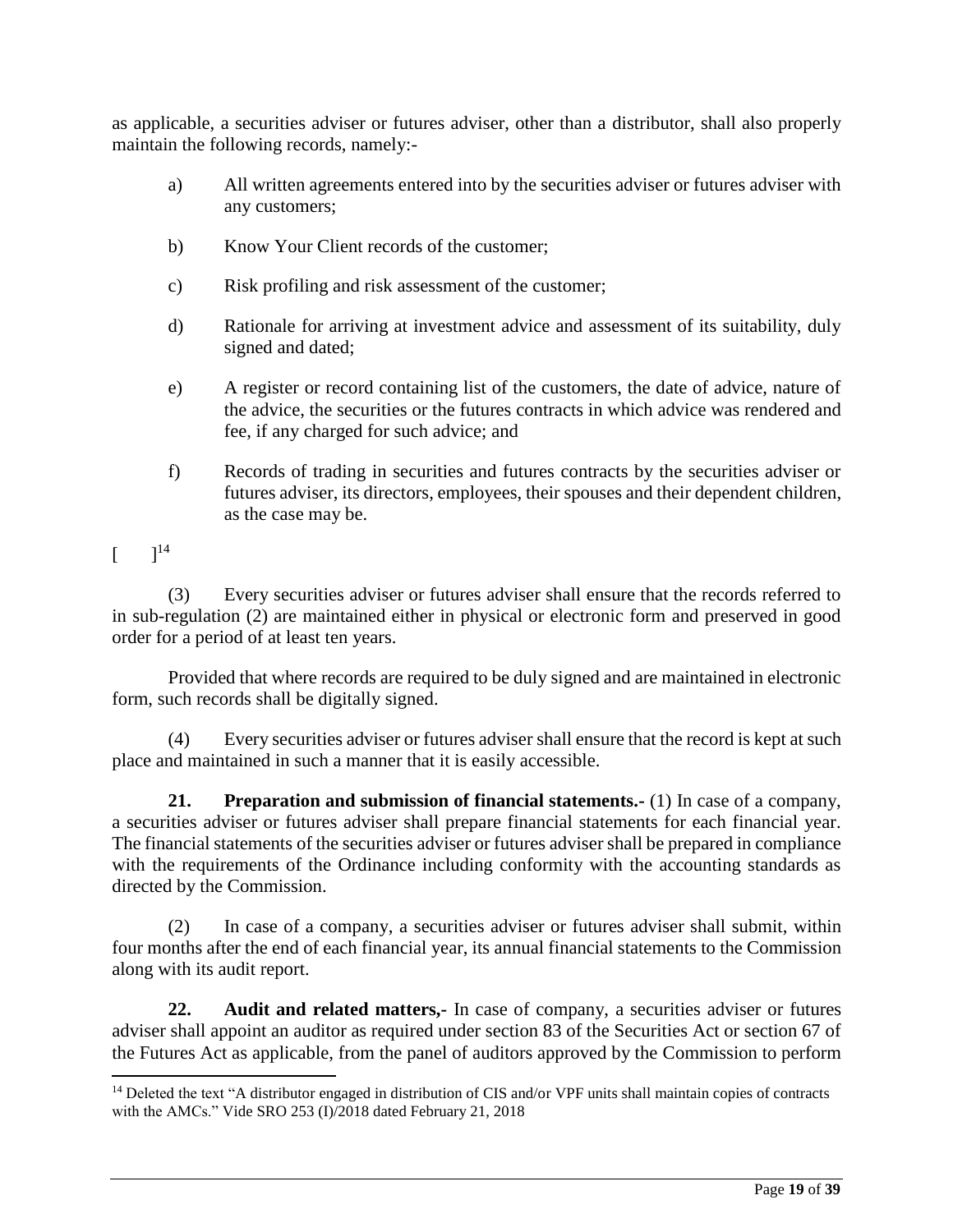as applicable, a securities adviser or futures adviser, other than a distributor, shall also properly maintain the following records, namely:-

a) All written agreements entered into by the securities adviser or futures adviser with any customers;

b) Know Your Client records of the customer;

c) Risk profiling and risk assessment of the customer;

d) Rationale for arriving at investment advice and assessment of its suitability, duly signed and dated;

e) A register or record containing list of the customers, the date of advice, nature of the advice, the securities or the futures contracts in which advice was rendered and fee, if any charged for such advice; and

f) Records of trading in securities and futures contracts by the securities adviser or futures adviser, its directors, employees, their spouses and their dependent children, as the case may be.

[ ][14]

(3) Every securities adviser or futures adviser shall ensure that the records referred to in sub-regulation (2) are maintained either in physical or electronic form and preserved in good order for a period of at least ten years.

Provided that where records are required to be duly signed and are maintained in electronic form, such records shall be digitally signed.

(4) Every securities adviser or futures adviser shall ensure that the record is kept at such place and maintained in such a manner that it is easily accessible.

**21. Preparation and submission of financial statements.-** (1) In case of a company, a securities adviser or futures adviser shall prepare financial statements for each financial year. The financial statements of the securities adviser or futures adviser shall be prepared in compliance with the requirements of the Ordinance including conformity with the accounting standards as directed by the Commission.

(2) In case of a company, a securities adviser or futures adviser shall submit, within four months after the end of each financial year, its annual financial statements to the Commission along with its audit report.

**22. Audit and related matters,-** In case of company, a securities adviser or futures adviser shall appoint an auditor as required under section 83 of the Securities Act or section 67 of the Futures Act as applicable, from the panel of auditors approved by the Commission to perform

---

[14] Deleted the text "A distributor engaged in distribution of CIS and/or VPF units shall maintain copies of contracts with the AMCs." Vide SRO 253 (I)/2018 dated February 21, 2018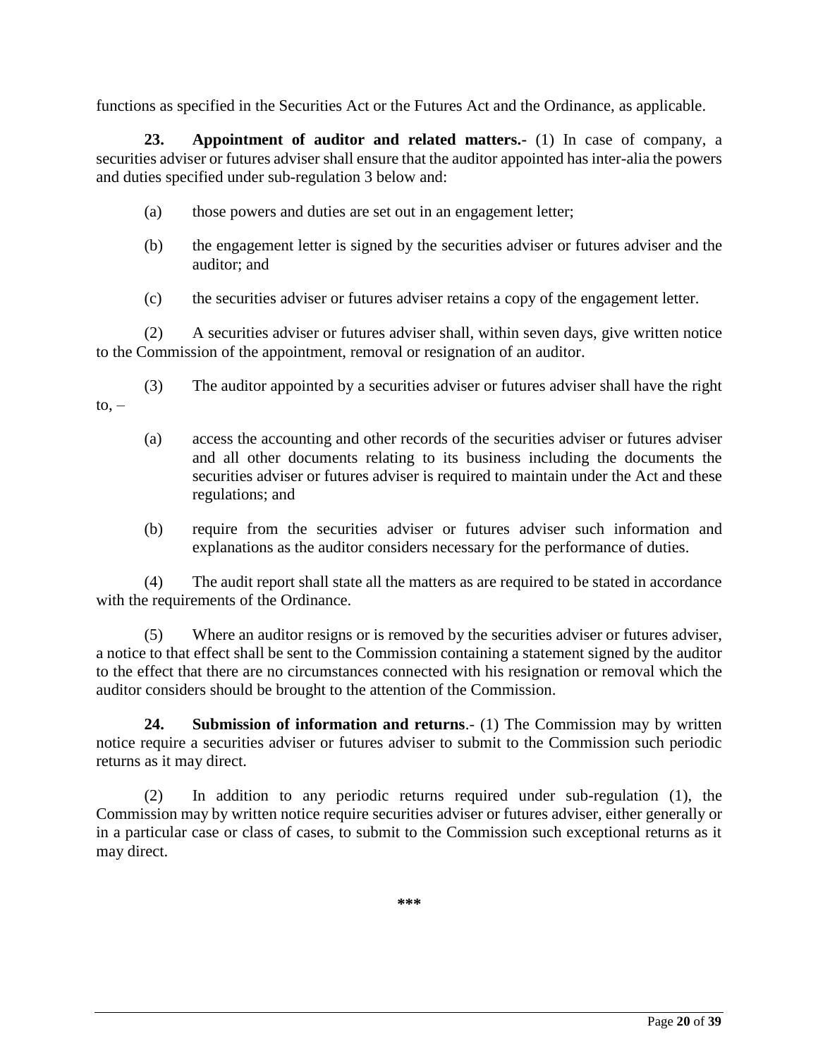functions as specified in the Securities Act or the Futures Act and the Ordinance, as applicable.

**23. Appointment of auditor and related matters.-** (1) In case of company, a securities adviser or futures adviser shall ensure that the auditor appointed has inter-alia the powers and duties specified under sub-regulation 3 below and:

(a) those powers and duties are set out in an engagement letter;

(b) the engagement letter is signed by the securities adviser or futures adviser and the auditor; and

(c) the securities adviser or futures adviser retains a copy of the engagement letter.

(2) A securities adviser or futures adviser shall, within seven days, give written notice to the Commission of the appointment, removal or resignation of an auditor.

(3) The auditor appointed by a securities adviser or futures adviser shall have the right to, –

(a) access the accounting and other records of the securities adviser or futures adviser and all other documents relating to its business including the documents the securities adviser or futures adviser is required to maintain under the Act and these regulations; and

(b) require from the securities adviser or futures adviser such information and explanations as the auditor considers necessary for the performance of duties.

(4) The audit report shall state all the matters as are required to be stated in accordance with the requirements of the Ordinance.

(5) Where an auditor resigns or is removed by the securities adviser or futures adviser, a notice to that effect shall be sent to the Commission containing a statement signed by the auditor to the effect that there are no circumstances connected with his resignation or removal which the auditor considers should be brought to the attention of the Commission.

**24. Submission of information and returns**.- (1) The Commission may by written notice require a securities adviser or futures adviser to submit to the Commission such periodic returns as it may direct.

(2) In addition to any periodic returns required under sub-regulation (1), the Commission may by written notice require securities adviser or futures adviser, either generally or in a particular case or class of cases, to submit to the Commission such exceptional returns as it may direct.

***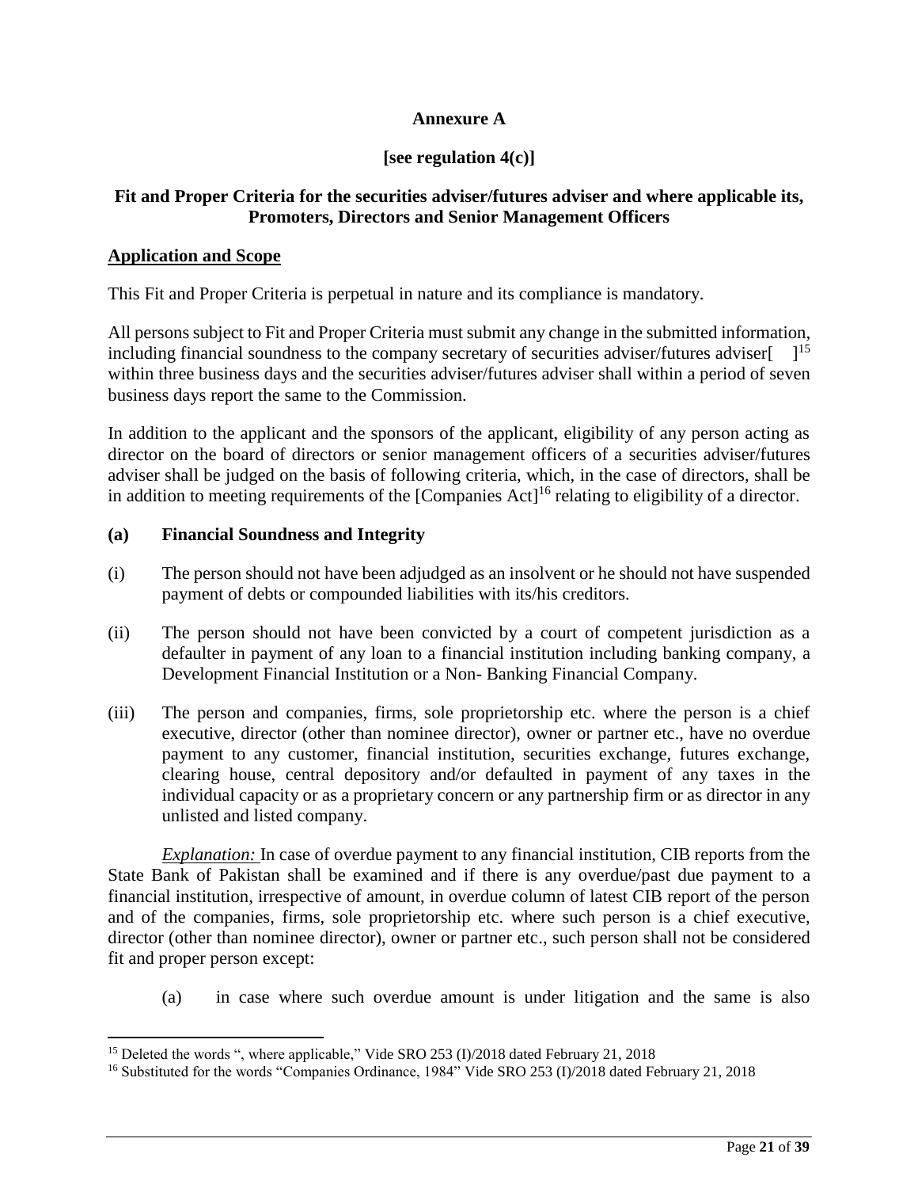**Annexure A**

**[see regulation 4(c)]**

**Fit and Proper Criteria for the securities adviser/futures adviser and where applicable its, Promoters, Directors and Senior Management Officers**

**Application and Scope**

This Fit and Proper Criteria is perpetual in nature and its compliance is mandatory.

All persons subject to Fit and Proper Criteria must submit any change in the submitted information, including financial soundness to the company secretary of securities adviser/futures adviser[ ][15] within three business days and the securities adviser/futures adviser shall within a period of seven business days report the same to the Commission.

In addition to the applicant and the sponsors of the applicant, eligibility of any person acting as director on the board of directors or senior management officers of a securities adviser/futures adviser shall be judged on the basis of following criteria, which, in the case of directors, shall be in addition to meeting requirements of the [Companies Act][16] relating to eligibility of a director.

**(a) Financial Soundness and Integrity**

(i) The person should not have been adjudged as an insolvent or he should not have suspended payment of debts or compounded liabilities with its/his creditors.

(ii) The person should not have been convicted by a court of competent jurisdiction as a defaulter in payment of any loan to a financial institution including banking company, a Development Financial Institution or a Non- Banking Financial Company.

(iii) The person and companies, firms, sole proprietorship etc. where the person is a chief executive, director (other than nominee director), owner or partner etc., have no overdue payment to any customer, financial institution, securities exchange, futures exchange, clearing house, central depository and/or defaulted in payment of any taxes in the individual capacity or as a proprietary concern or any partnership firm or as director in any unlisted and listed company.

*Explanation:* In case of overdue payment to any financial institution, CIB reports from the State Bank of Pakistan shall be examined and if there is any overdue/past due payment to a financial institution, irrespective of amount, in overdue column of latest CIB report of the person and of the companies, firms, sole proprietorship etc. where such person is a chief executive, director (other than nominee director), owner or partner etc., such person shall not be considered fit and proper person except:

(a) in case where such overdue amount is under litigation and the same is also

---

[15] Deleted the words ", where applicable," Vide SRO 253 (I)/2018 dated February 21, 2018

[16] Substituted for the words "Companies Ordinance, 1984" Vide SRO 253 (I)/2018 dated February 21, 2018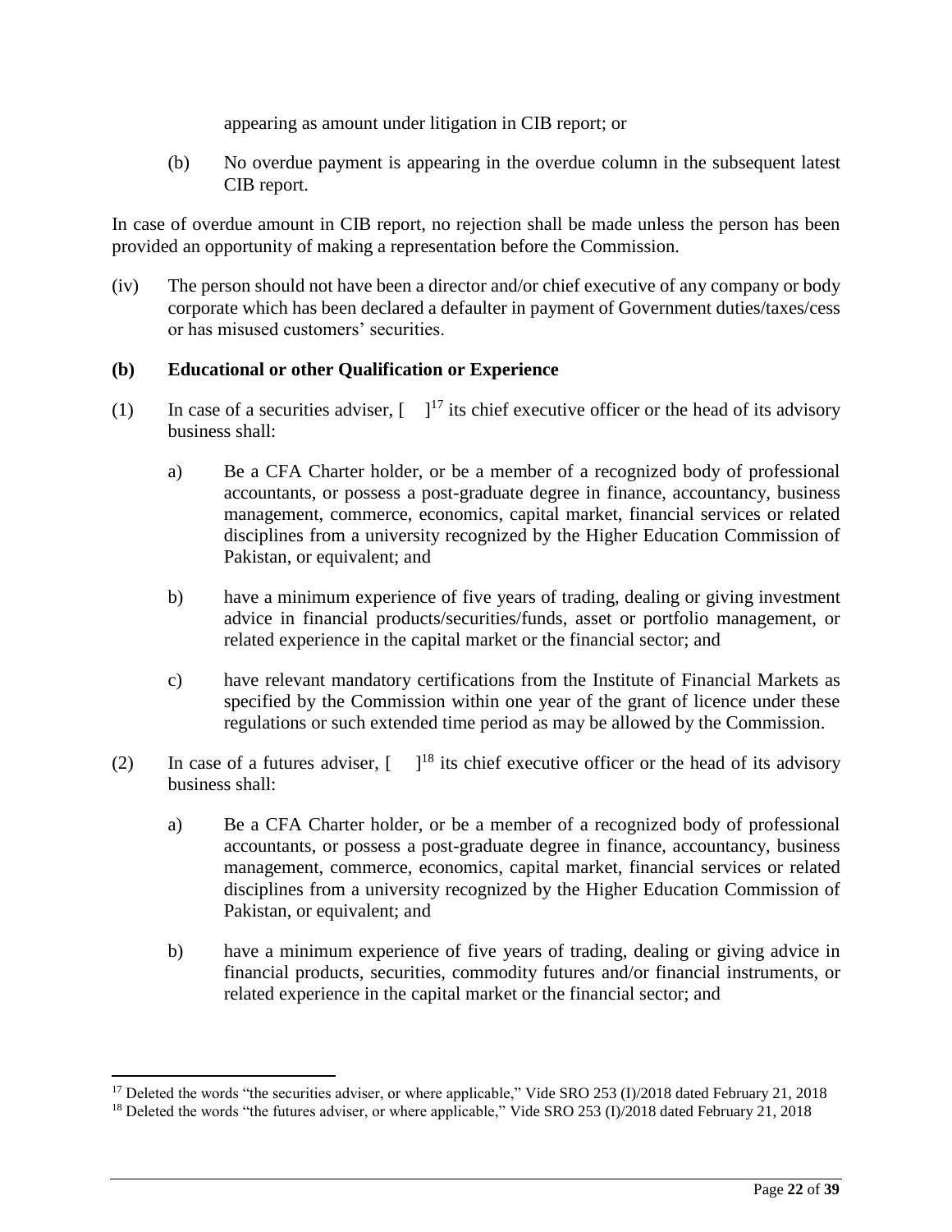appearing as amount under litigation in CIB report; or

(b) No overdue payment is appearing in the overdue column in the subsequent latest CIB report.

In case of overdue amount in CIB report, no rejection shall be made unless the person has been provided an opportunity of making a representation before the Commission.

(iv) The person should not have been a director and/or chief executive of any company or body corporate which has been declared a defaulter in payment of Government duties/taxes/cess or has misused customers' securities.

**(b) Educational or other Qualification or Experience**

(1) In case of a securities adviser, [ ][17] its chief executive officer or the head of its advisory business shall:

a) Be a CFA Charter holder, or be a member of a recognized body of professional accountants, or possess a post-graduate degree in finance, accountancy, business management, commerce, economics, capital market, financial services or related disciplines from a university recognized by the Higher Education Commission of Pakistan, or equivalent; and

b) have a minimum experience of five years of trading, dealing or giving investment advice in financial products/securities/funds, asset or portfolio management, or related experience in the capital market or the financial sector; and

c) have relevant mandatory certifications from the Institute of Financial Markets as specified by the Commission within one year of the grant of licence under these regulations or such extended time period as may be allowed by the Commission.

(2) In case of a futures adviser, [ ][18] its chief executive officer or the head of its advisory business shall:

a) Be a CFA Charter holder, or be a member of a recognized body of professional accountants, or possess a post-graduate degree in finance, accountancy, business management, commerce, economics, capital market, financial services or related disciplines from a university recognized by the Higher Education Commission of Pakistan, or equivalent; and

b) have a minimum experience of five years of trading, dealing or giving advice in financial products, securities, commodity futures and/or financial instruments, or related experience in the capital market or the financial sector; and

---

[17] Deleted the words "the securities adviser, or where applicable," Vide SRO 253 (I)/2018 dated February 21, 2018

[18] Deleted the words "the futures adviser, or where applicable," Vide SRO 253 (I)/2018 dated February 21, 2018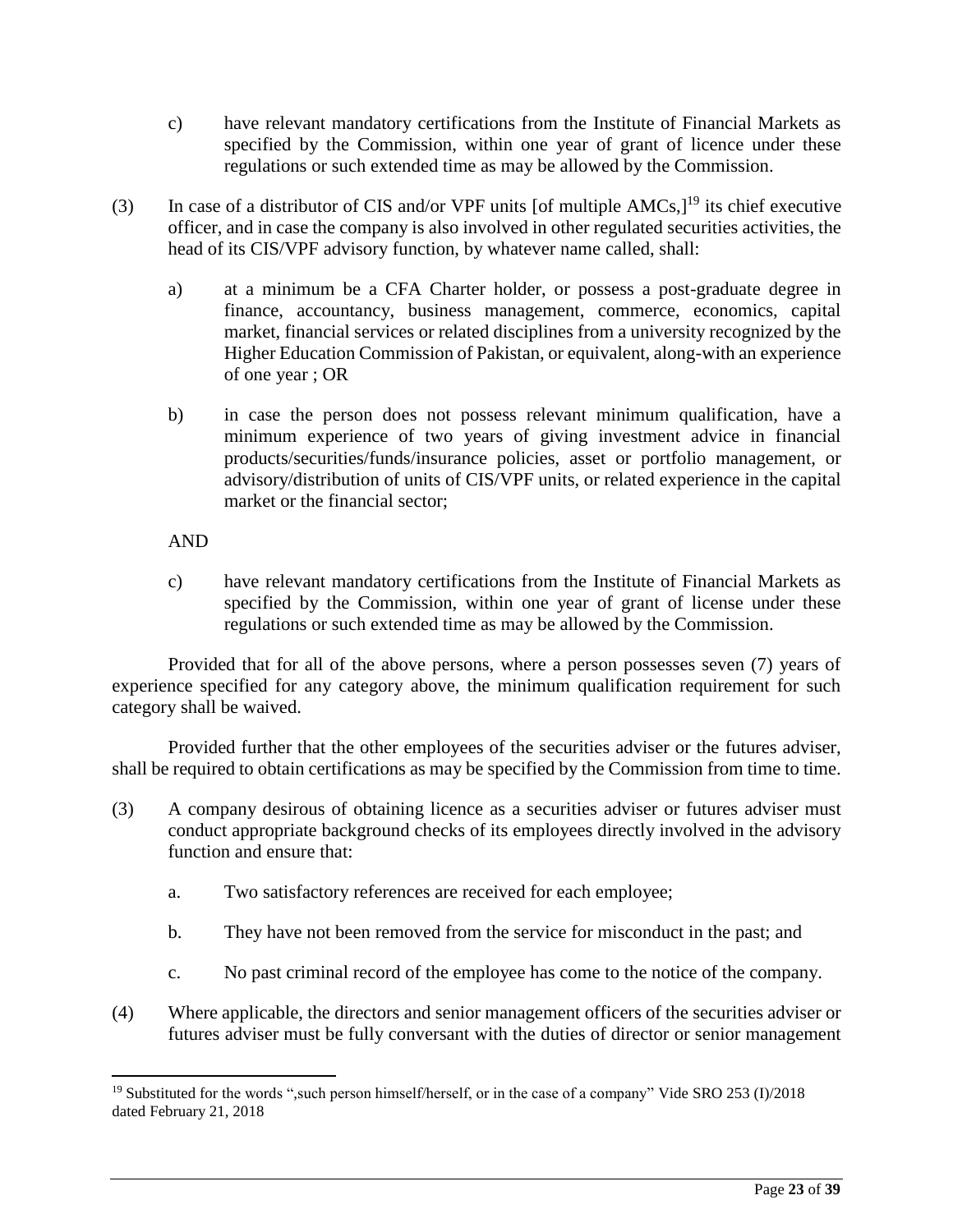c) have relevant mandatory certifications from the Institute of Financial Markets as specified by the Commission, within one year of grant of licence under these regulations or such extended time as may be allowed by the Commission.

(3) In case of a distributor of CIS and/or VPF units [of multiple AMCs,][19] its chief executive officer, and in case the company is also involved in other regulated securities activities, the head of its CIS/VPF advisory function, by whatever name called, shall:

a) at a minimum be a CFA Charter holder, or possess a post-graduate degree in finance, accountancy, business management, commerce, economics, capital market, financial services or related disciplines from a university recognized by the Higher Education Commission of Pakistan, or equivalent, along-with an experience of one year ; OR

b) in case the person does not possess relevant minimum qualification, have a minimum experience of two years of giving investment advice in financial products/securities/funds/insurance policies, asset or portfolio management, or advisory/distribution of units of CIS/VPF units, or related experience in the capital market or the financial sector;

AND

c) have relevant mandatory certifications from the Institute of Financial Markets as specified by the Commission, within one year of grant of license under these regulations or such extended time as may be allowed by the Commission.

Provided that for all of the above persons, where a person possesses seven (7) years of experience specified for any category above, the minimum qualification requirement for such category shall be waived.

Provided further that the other employees of the securities adviser or the futures adviser, shall be required to obtain certifications as may be specified by the Commission from time to time.

(3) A company desirous of obtaining licence as a securities adviser or futures adviser must conduct appropriate background checks of its employees directly involved in the advisory function and ensure that:

a. Two satisfactory references are received for each employee;

b. They have not been removed from the service for misconduct in the past; and

c. No past criminal record of the employee has come to the notice of the company.

(4) Where applicable, the directors and senior management officers of the securities adviser or futures adviser must be fully conversant with the duties of director or senior management

---

[19] Substituted for the words ",such person himself/herself, or in the case of a company" Vide SRO 253 (I)/2018 dated February 21, 2018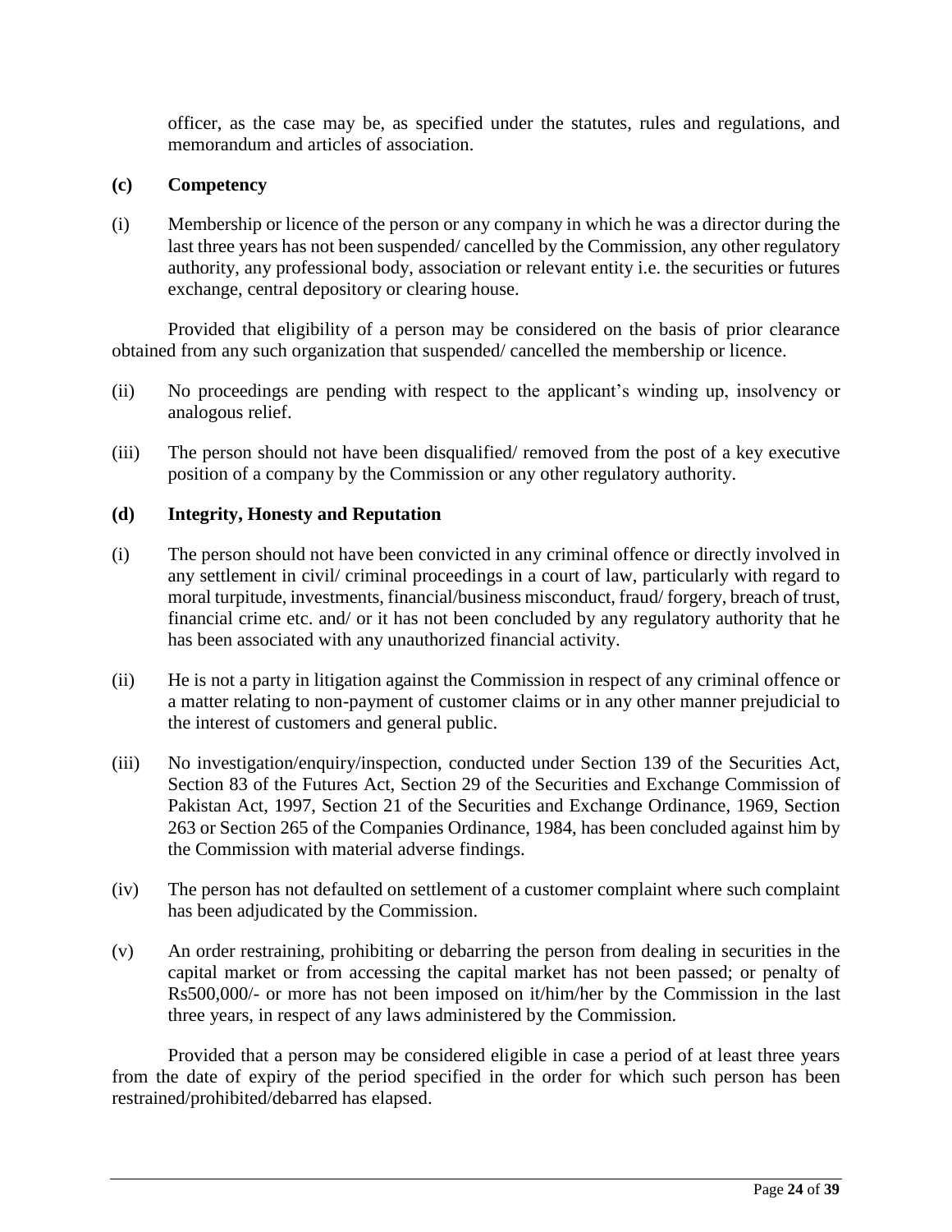officer, as the case may be, as specified under the statutes, rules and regulations, and memorandum and articles of association.

**(c) Competency**

(i) Membership or licence of the person or any company in which he was a director during the last three years has not been suspended/ cancelled by the Commission, any other regulatory authority, any professional body, association or relevant entity i.e. the securities or futures exchange, central depository or clearing house.

Provided that eligibility of a person may be considered on the basis of prior clearance obtained from any such organization that suspended/ cancelled the membership or licence.

(ii) No proceedings are pending with respect to the applicant's winding up, insolvency or analogous relief.

(iii) The person should not have been disqualified/ removed from the post of a key executive position of a company by the Commission or any other regulatory authority.

**(d) Integrity, Honesty and Reputation**

(i) The person should not have been convicted in any criminal offence or directly involved in any settlement in civil/ criminal proceedings in a court of law, particularly with regard to moral turpitude, investments, financial/business misconduct, fraud/ forgery, breach of trust, financial crime etc. and/ or it has not been concluded by any regulatory authority that he has been associated with any unauthorized financial activity.

(ii) He is not a party in litigation against the Commission in respect of any criminal offence or a matter relating to non-payment of customer claims or in any other manner prejudicial to the interest of customers and general public.

(iii) No investigation/enquiry/inspection, conducted under Section 139 of the Securities Act, Section 83 of the Futures Act, Section 29 of the Securities and Exchange Commission of Pakistan Act, 1997, Section 21 of the Securities and Exchange Ordinance, 1969, Section 263 or Section 265 of the Companies Ordinance, 1984, has been concluded against him by the Commission with material adverse findings.

(iv) The person has not defaulted on settlement of a customer complaint where such complaint has been adjudicated by the Commission.

(v) An order restraining, prohibiting or debarring the person from dealing in securities in the capital market or from accessing the capital market has not been passed; or penalty of Rs500,000/- or more has not been imposed on it/him/her by the Commission in the last three years, in respect of any laws administered by the Commission.

Provided that a person may be considered eligible in case a period of at least three years from the date of expiry of the period specified in the order for which such person has been restrained/prohibited/debarred has elapsed.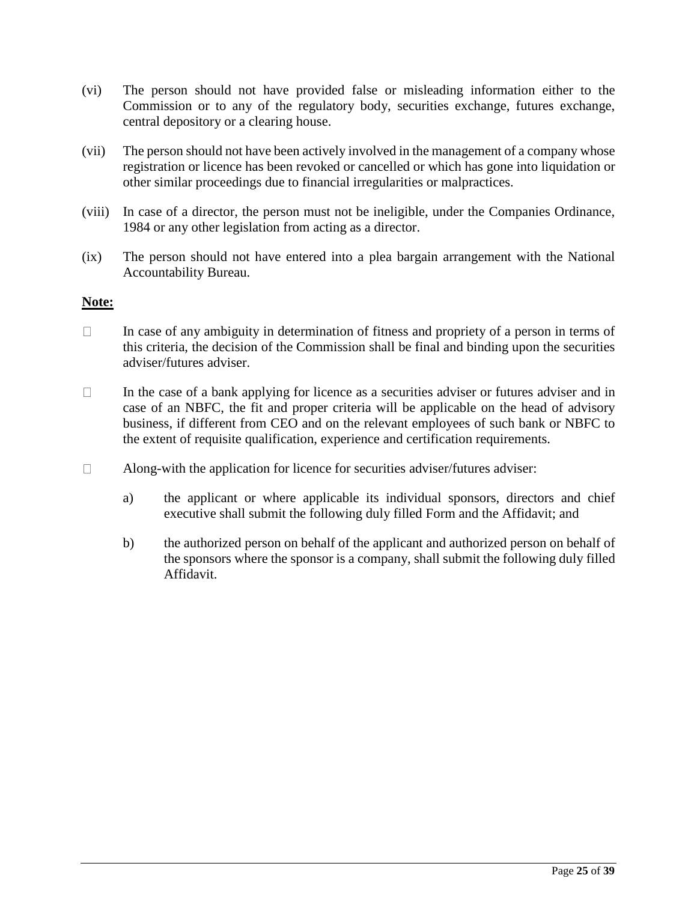(vi) The person should not have provided false or misleading information either to the Commission or to any of the regulatory body, securities exchange, futures exchange, central depository or a clearing house.

(vii) The person should not have been actively involved in the management of a company whose registration or licence has been revoked or cancelled or which has gone into liquidation or other similar proceedings due to financial irregularities or malpractices.

(viii) In case of a director, the person must not be ineligible, under the Companies Ordinance, 1984 or any other legislation from acting as a director.

(ix) The person should not have entered into a plea bargain arrangement with the National Accountability Bureau.

**Note:**

- In case of any ambiguity in determination of fitness and propriety of a person in terms of this criteria, the decision of the Commission shall be final and binding upon the securities adviser/futures adviser.

- In the case of a bank applying for licence as a securities adviser or futures adviser and in case of an NBFC, the fit and proper criteria will be applicable on the head of advisory business, if different from CEO and on the relevant employees of such bank or NBFC to the extent of requisite qualification, experience and certification requirements.

- Along-with the application for licence for securities adviser/futures adviser:

  a) the applicant or where applicable its individual sponsors, directors and chief executive shall submit the following duly filled Form and the Affidavit; and

  b) the authorized person on behalf of the applicant and authorized person on behalf of the sponsors where the sponsor is a company, shall submit the following duly filled Affidavit.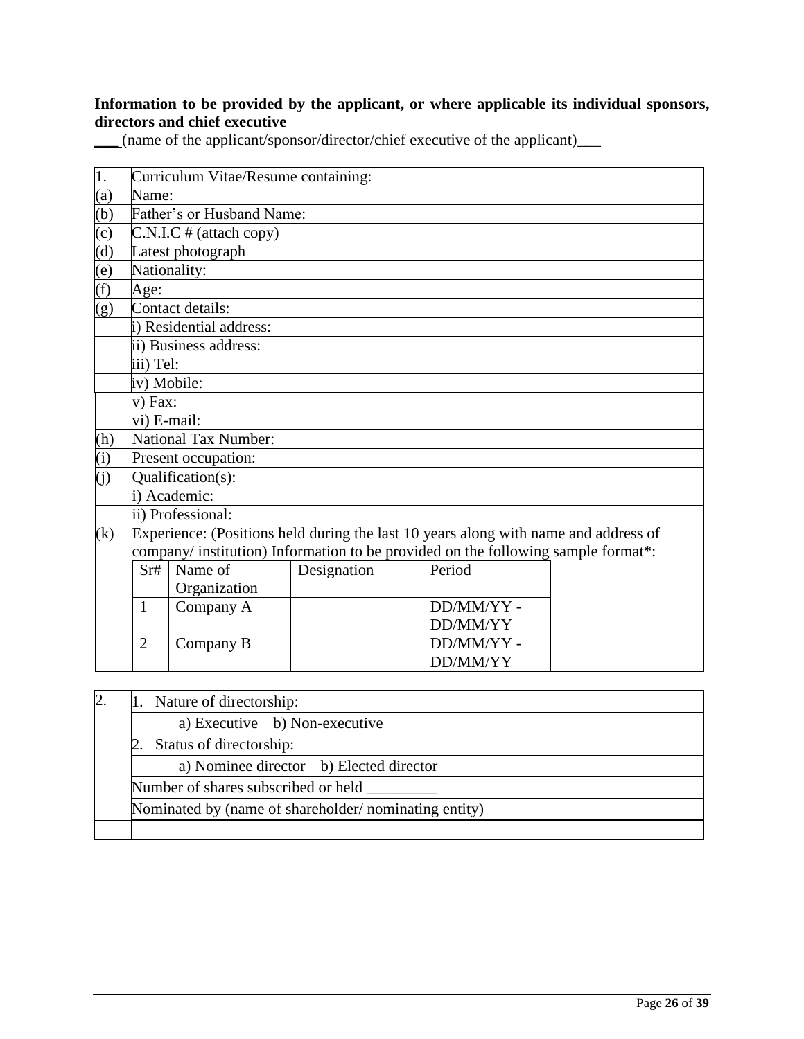**Information to be provided by the applicant, or where applicable its individual sponsors, directors and chief executive**

___(name of the applicant/sponsor/director/chief executive of the applicant)___

| 1. | Curriculum Vitae/Resume containing: |
|---|---|
| (a) | Name: |
| (b) | Father's or Husband Name: |
| (c) | C.N.I.C # (attach copy) |
| (d) | Latest photograph |
| (e) | Nationality: |
| (f) | Age: |
| (g) | Contact details: |
| | i) Residential address: |
| | ii) Business address: |
| | iii) Tel: |
| | iv) Mobile: |
| | v) Fax: |
| | vi) E-mail: |
| (h) | National Tax Number: |
| (i) | Present occupation: |
| (j) | Qualification(s): |
| | i) Academic: |
| | ii) Professional: |
| (k) | Experience: (Positions held during the last 10 years along with name and address of company/ institution) Information to be provided on the following sample format*: |

| Sr# | Name of Organization | Designation | Period |
|---|---|---|---|
| 1 | Company A | | DD/MM/YY - DD/MM/YY |
| 2 | Company B | | DD/MM/YY - DD/MM/YY |

| 2. | 1. Nature of directorship: |
|---|---|
| | a) Executive b) Non-executive |
| | 2. Status of directorship: |
| | a) Nominee director b) Elected director |
| | Number of shares subscribed or held _________ |
| | Nominated by (name of shareholder/ nominating entity) |
| | |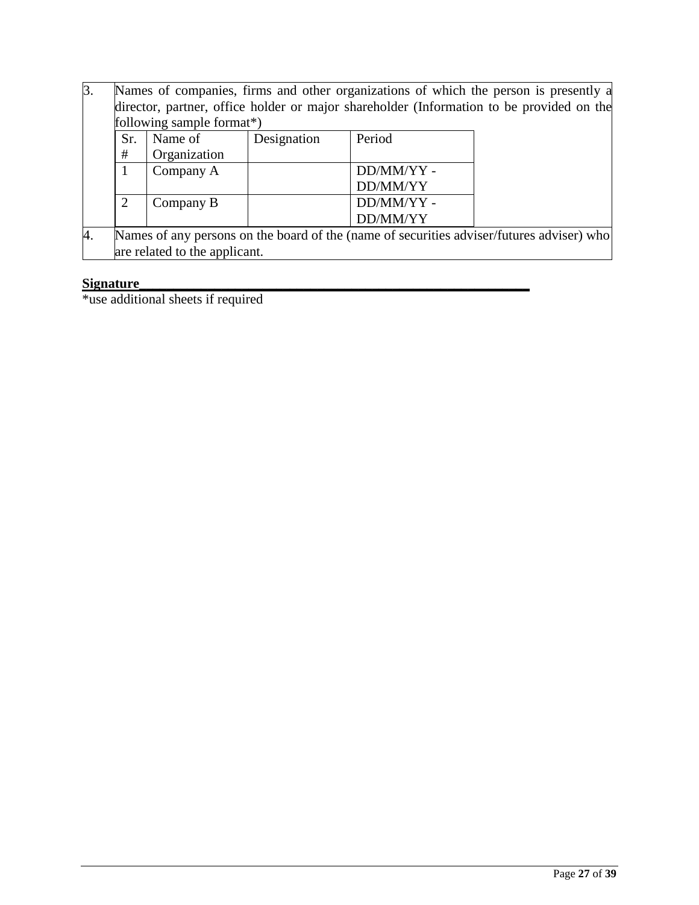| | |
|---|---|
| 3. | Names of companies, firms and other organizations of which the person is presently a director, partner, office holder or major shareholder (Information to be provided on the following sample format*) |
| 4. | Names of any persons on the board of the (name of securities adviser/futures adviser) who are related to the applicant. |

| Sr. # | Name of Organization | Designation | Period |
|---|---|---|---|
| 1 | Company A | | DD/MM/YY - DD/MM/YY |
| 2 | Company B | | DD/MM/YY - DD/MM/YY |

**Signature**_________________________________________________________

*use additional sheets if required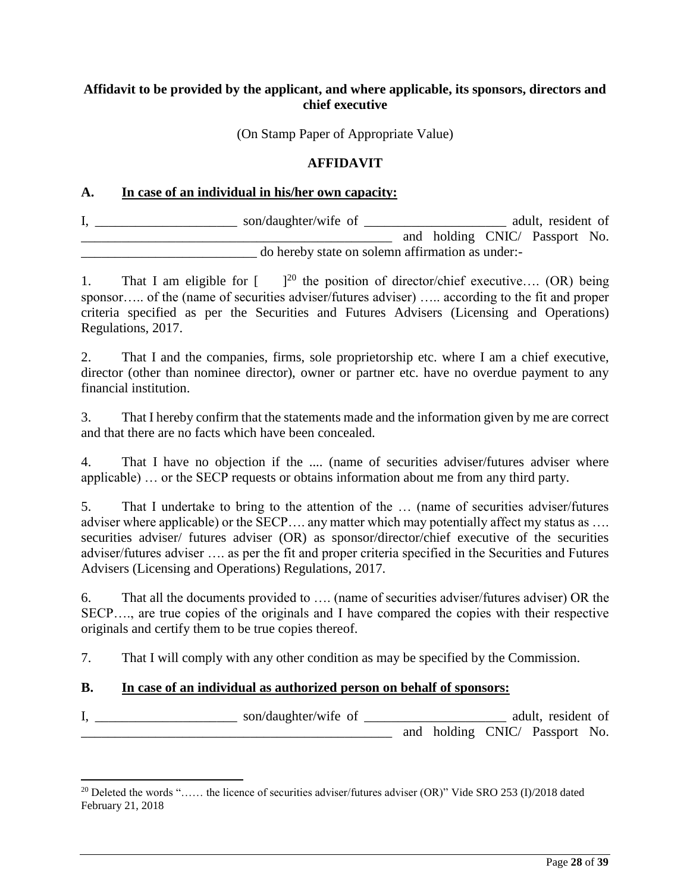**Affidavit to be provided by the applicant, and where applicable, its sponsors, directors and chief executive**

(On Stamp Paper of Appropriate Value)

**AFFIDAVIT**

**A. <u>In case of an individual in his/her own capacity:</u>**

I, _____________________ son/daughter/wife of _____________________ adult, resident of _______________________________________________ and holding CNIC/ Passport No. __________________________ do hereby state on solemn affirmation as under:-

1. That I am eligible for [ ][20] the position of director/chief executive…. (OR) being sponsor….. of the (name of securities adviser/futures adviser) ….. according to the fit and proper criteria specified as per the Securities and Futures Advisers (Licensing and Operations) Regulations, 2017.

2. That I and the companies, firms, sole proprietorship etc. where I am a chief executive, director (other than nominee director), owner or partner etc. have no overdue payment to any financial institution.

3. That I hereby confirm that the statements made and the information given by me are correct and that there are no facts which have been concealed.

4. That I have no objection if the .... (name of securities adviser/futures adviser where applicable) … or the SECP requests or obtains information about me from any third party.

5. That I undertake to bring to the attention of the … (name of securities adviser/futures adviser where applicable) or the SECP…. any matter which may potentially affect my status as …. securities adviser/ futures adviser (OR) as sponsor/director/chief executive of the securities adviser/futures adviser …. as per the fit and proper criteria specified in the Securities and Futures Advisers (Licensing and Operations) Regulations, 2017.

6. That all the documents provided to …. (name of securities adviser/futures adviser) OR the SECP…., are true copies of the originals and I have compared the copies with their respective originals and certify them to be true copies thereof.

7. That I will comply with any other condition as may be specified by the Commission.

**B. <u>In case of an individual as authorized person on behalf of sponsors:</u>**

I, _____________________ son/daughter/wife of _____________________ adult, resident of _______________________________________________ and holding CNIC/ Passport No.

---

[20] Deleted the words "…… the licence of securities adviser/futures adviser (OR)" Vide SRO 253 (I)/2018 dated February 21, 2018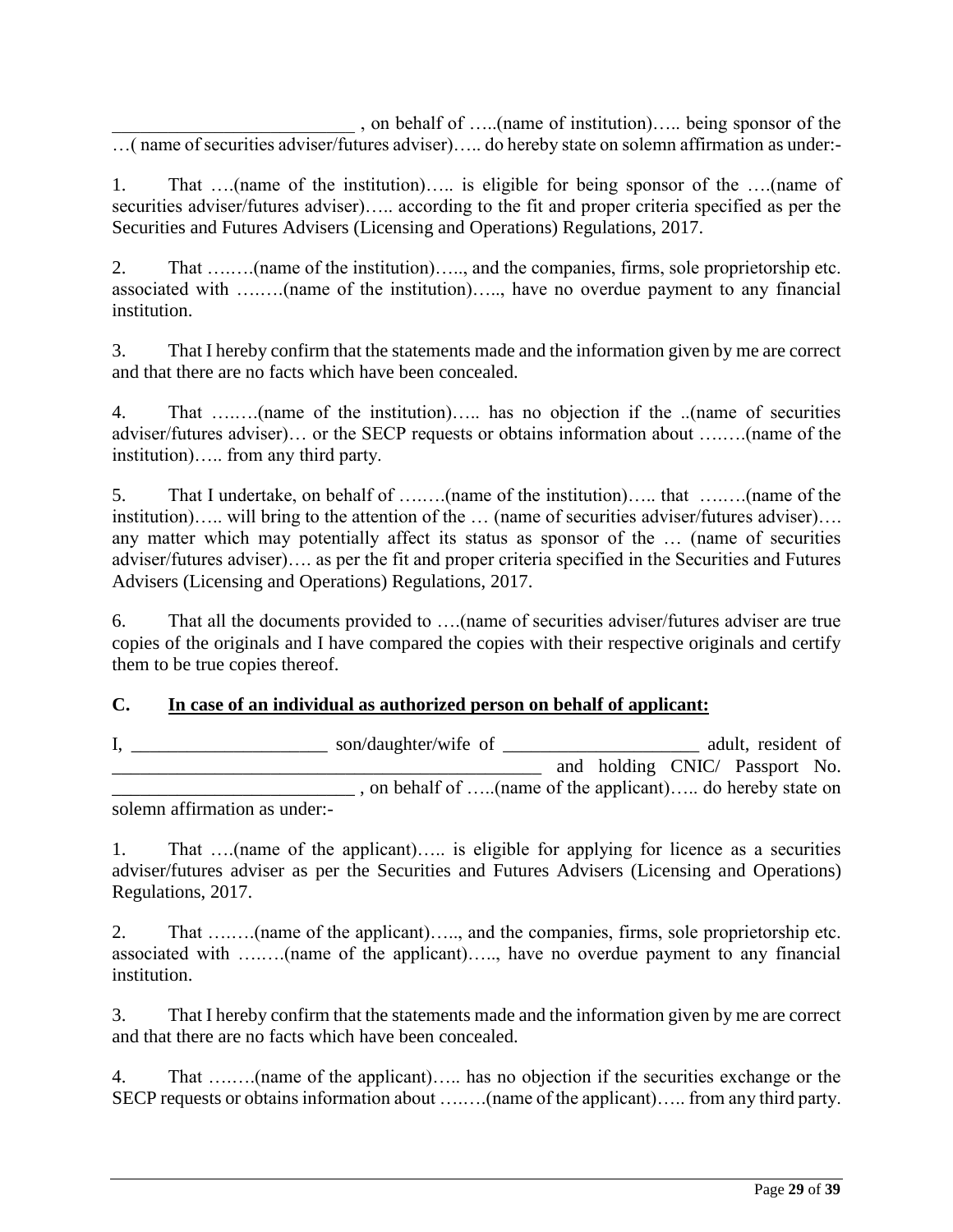__________________________ , on behalf of …..(name of institution)….. being sponsor of the …( name of securities adviser/futures adviser)….. do hereby state on solemn affirmation as under:-

1. That ….(name of the institution)….. is eligible for being sponsor of the ….(name of securities adviser/futures adviser)….. according to the fit and proper criteria specified as per the Securities and Futures Advisers (Licensing and Operations) Regulations, 2017.

2. That ….….(name of the institution)….., and the companies, firms, sole proprietorship etc. associated with ….….(name of the institution)….., have no overdue payment to any financial institution.

3. That I hereby confirm that the statements made and the information given by me are correct and that there are no facts which have been concealed.

4. That ….….(name of the institution)….. has no objection if the ..(name of securities adviser/futures adviser)… or the SECP requests or obtains information about ….….(name of the institution)….. from any third party.

5. That I undertake, on behalf of ….….(name of the institution)….. that ….….(name of the institution)….. will bring to the attention of the … (name of securities adviser/futures adviser)…. any matter which may potentially affect its status as sponsor of the … (name of securities adviser/futures adviser)…. as per the fit and proper criteria specified in the Securities and Futures Advisers (Licensing and Operations) Regulations, 2017.

6. That all the documents provided to ….(name of securities adviser/futures adviser are true copies of the originals and I have compared the copies with their respective originals and certify them to be true copies thereof.

## C. <u>In case of an individual as authorized person on behalf of applicant:</u>

I, _____________________ son/daughter/wife of _____________________ adult, resident of _______________________________________________ and holding CNIC/ Passport No. __________________________ , on behalf of …..(name of the applicant)….. do hereby state on solemn affirmation as under:-

1. That ….(name of the applicant)….. is eligible for applying for licence as a securities adviser/futures adviser as per the Securities and Futures Advisers (Licensing and Operations) Regulations, 2017.

2. That ….….(name of the applicant)….., and the companies, firms, sole proprietorship etc. associated with ….….(name of the applicant)….., have no overdue payment to any financial institution.

3. That I hereby confirm that the statements made and the information given by me are correct and that there are no facts which have been concealed.

4. That ….….(name of the applicant)….. has no objection if the securities exchange or the SECP requests or obtains information about ….….(name of the applicant)….. from any third party.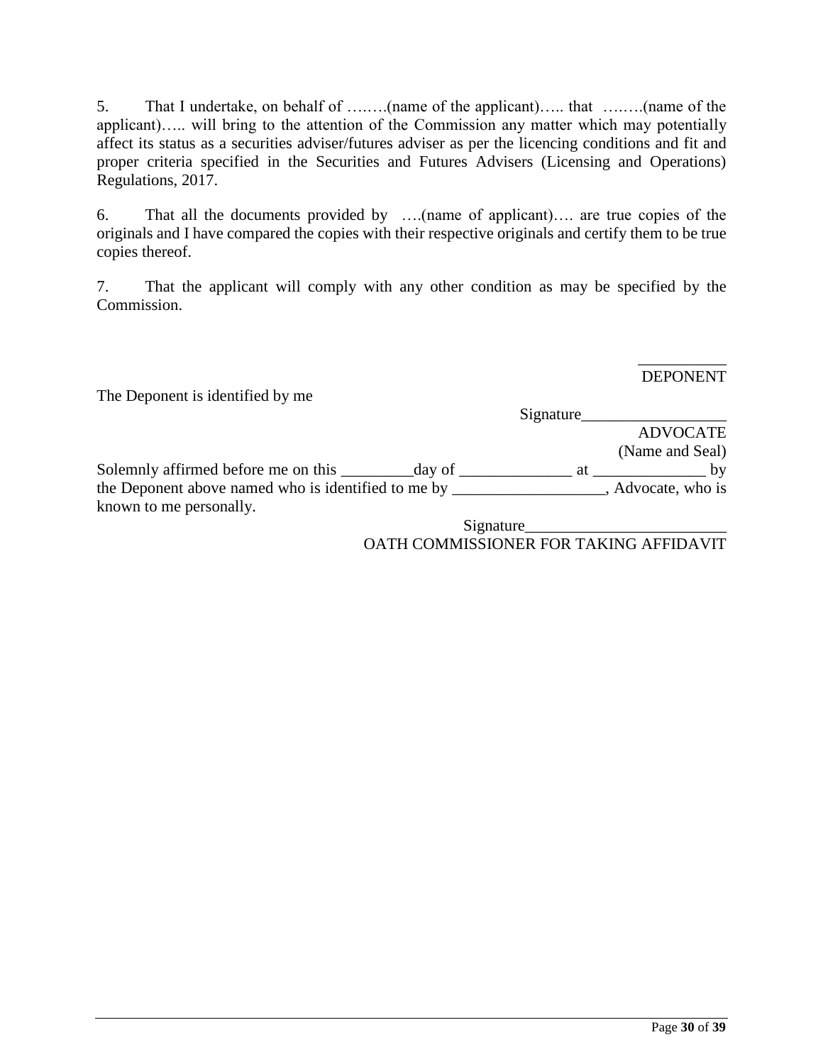5. That I undertake, on behalf of ….….(name of the applicant)….. that ….….(name of the applicant)….. will bring to the attention of the Commission any matter which may potentially affect its status as a securities adviser/futures adviser as per the licencing conditions and fit and proper criteria specified in the Securities and Futures Advisers (Licensing and Operations) Regulations, 2017.

6. That all the documents provided by ….(name of applicant)…. are true copies of the originals and I have compared the copies with their respective originals and certify them to be true copies thereof.

7. That the applicant will comply with any other condition as may be specified by the Commission.

___________
DEPONENT

The Deponent is identified by me

Signature__________________
ADVOCATE
(Name and Seal)

Solemnly affirmed before me on this _________day of ______________ at ______________ by the Deponent above named who is identified to me by __________________, Advocate, who is known to me personally.

Signature_________________________
OATH COMMISSIONER FOR TAKING AFFIDAVIT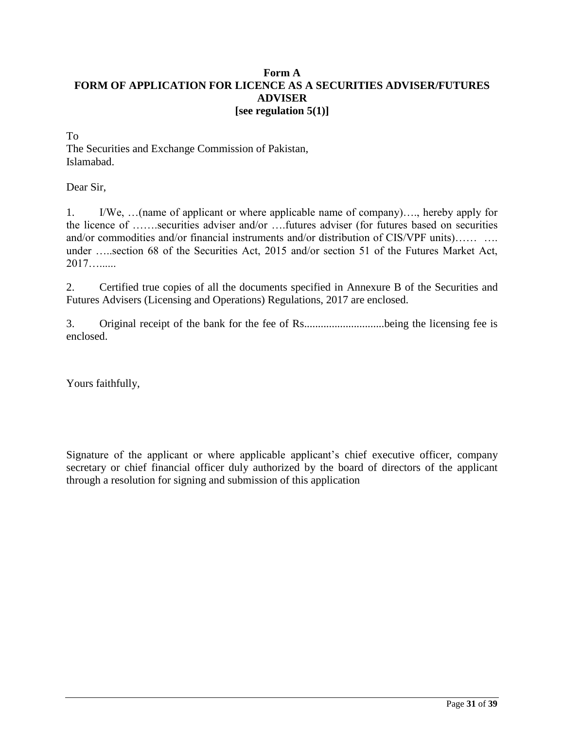**Form A**
**FORM OF APPLICATION FOR LICENCE AS A SECURITIES ADVISER/FUTURES ADVISER**
**[see regulation 5(1)]**

To
The Securities and Exchange Commission of Pakistan,
Islamabad.

Dear Sir,

1. I/We, …(name of applicant or where applicable name of company)…., hereby apply for the licence of …….securities adviser and/or ….futures adviser (for futures based on securities and/or commodities and/or financial instruments and/or distribution of CIS/VPF units)…… …. under …..section 68 of the Securities Act, 2015 and/or section 51 of the Futures Market Act, 2017….......

2. Certified true copies of all the documents specified in Annexure B of the Securities and Futures Advisers (Licensing and Operations) Regulations, 2017 are enclosed.

3. Original receipt of the bank for the fee of Rs............................being the licensing fee is enclosed.

Yours faithfully,

Signature of the applicant or where applicable applicant's chief executive officer, company secretary or chief financial officer duly authorized by the board of directors of the applicant through a resolution for signing and submission of this application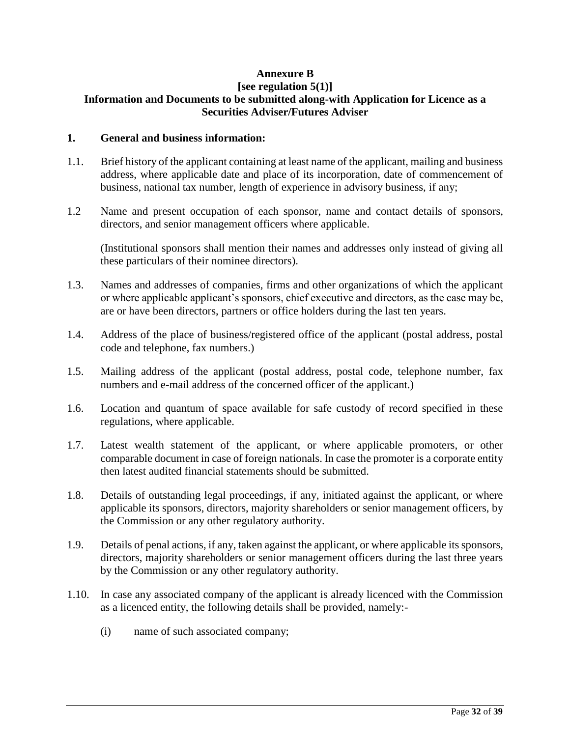**Annexure B**
**[see regulation 5(1)]**
**Information and Documents to be submitted along-with Application for Licence as a Securities Adviser/Futures Adviser**

**1. General and business information:**

1.1. Brief history of the applicant containing at least name of the applicant, mailing and business address, where applicable date and place of its incorporation, date of commencement of business, national tax number, length of experience in advisory business, if any;

1.2 Name and present occupation of each sponsor, name and contact details of sponsors, directors, and senior management officers where applicable.

(Institutional sponsors shall mention their names and addresses only instead of giving all these particulars of their nominee directors).

1.3. Names and addresses of companies, firms and other organizations of which the applicant or where applicable applicant's sponsors, chief executive and directors, as the case may be, are or have been directors, partners or office holders during the last ten years.

1.4. Address of the place of business/registered office of the applicant (postal address, postal code and telephone, fax numbers.)

1.5. Mailing address of the applicant (postal address, postal code, telephone number, fax numbers and e-mail address of the concerned officer of the applicant.)

1.6. Location and quantum of space available for safe custody of record specified in these regulations, where applicable.

1.7. Latest wealth statement of the applicant, or where applicable promoters, or other comparable document in case of foreign nationals. In case the promoter is a corporate entity then latest audited financial statements should be submitted.

1.8. Details of outstanding legal proceedings, if any, initiated against the applicant, or where applicable its sponsors, directors, majority shareholders or senior management officers, by the Commission or any other regulatory authority.

1.9. Details of penal actions, if any, taken against the applicant, or where applicable its sponsors, directors, majority shareholders or senior management officers during the last three years by the Commission or any other regulatory authority.

1.10. In case any associated company of the applicant is already licenced with the Commission as a licenced entity, the following details shall be provided, namely:-

(i) name of such associated company;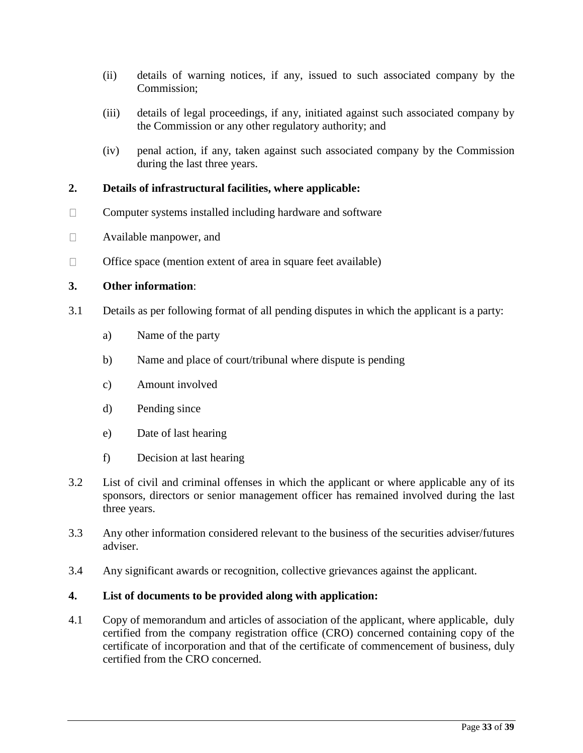(ii) details of warning notices, if any, issued to such associated company by the Commission;

(iii) details of legal proceedings, if any, initiated against such associated company by the Commission or any other regulatory authority; and

(iv) penal action, if any, taken against such associated company by the Commission during the last three years.

**2. Details of infrastructural facilities, where applicable:**

- Computer systems installed including hardware and software
- Available manpower, and
- Office space (mention extent of area in square feet available)

**3. Other information**:

3.1 Details as per following format of all pending disputes in which the applicant is a party:

a) Name of the party

b) Name and place of court/tribunal where dispute is pending

c) Amount involved

d) Pending since

e) Date of last hearing

f) Decision at last hearing

3.2 List of civil and criminal offenses in which the applicant or where applicable any of its sponsors, directors or senior management officer has remained involved during the last three years.

3.3 Any other information considered relevant to the business of the securities adviser/futures adviser.

3.4 Any significant awards or recognition, collective grievances against the applicant.

**4. List of documents to be provided along with application:**

4.1 Copy of memorandum and articles of association of the applicant, where applicable, duly certified from the company registration office (CRO) concerned containing copy of the certificate of incorporation and that of the certificate of commencement of business, duly certified from the CRO concerned.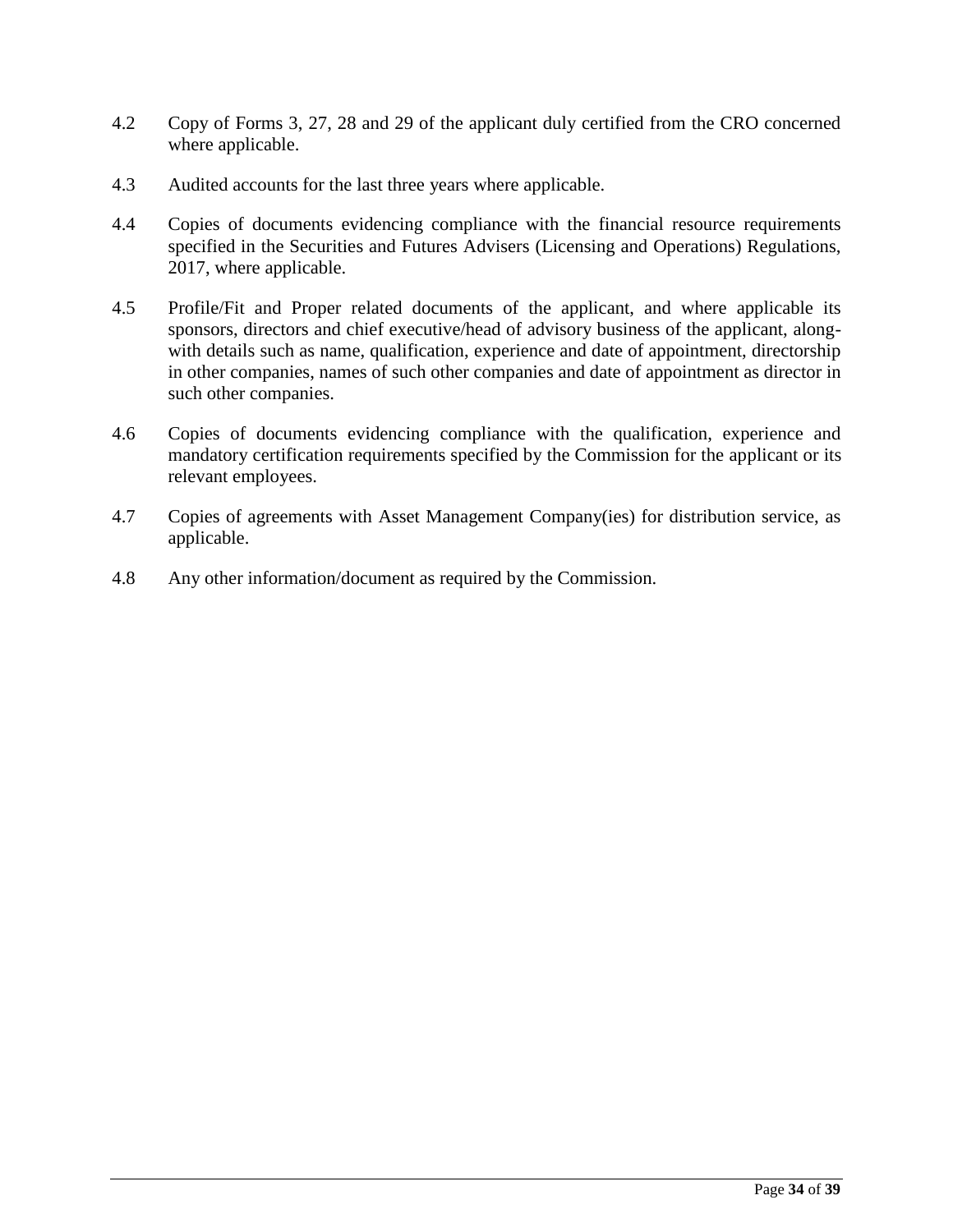4.2 Copy of Forms 3, 27, 28 and 29 of the applicant duly certified from the CRO concerned where applicable.

4.3 Audited accounts for the last three years where applicable.

4.4 Copies of documents evidencing compliance with the financial resource requirements specified in the Securities and Futures Advisers (Licensing and Operations) Regulations, 2017, where applicable.

4.5 Profile/Fit and Proper related documents of the applicant, and where applicable its sponsors, directors and chief executive/head of advisory business of the applicant, along-with details such as name, qualification, experience and date of appointment, directorship in other companies, names of such other companies and date of appointment as director in such other companies.

4.6 Copies of documents evidencing compliance with the qualification, experience and mandatory certification requirements specified by the Commission for the applicant or its relevant employees.

4.7 Copies of agreements with Asset Management Company(ies) for distribution service, as applicable.

4.8 Any other information/document as required by the Commission.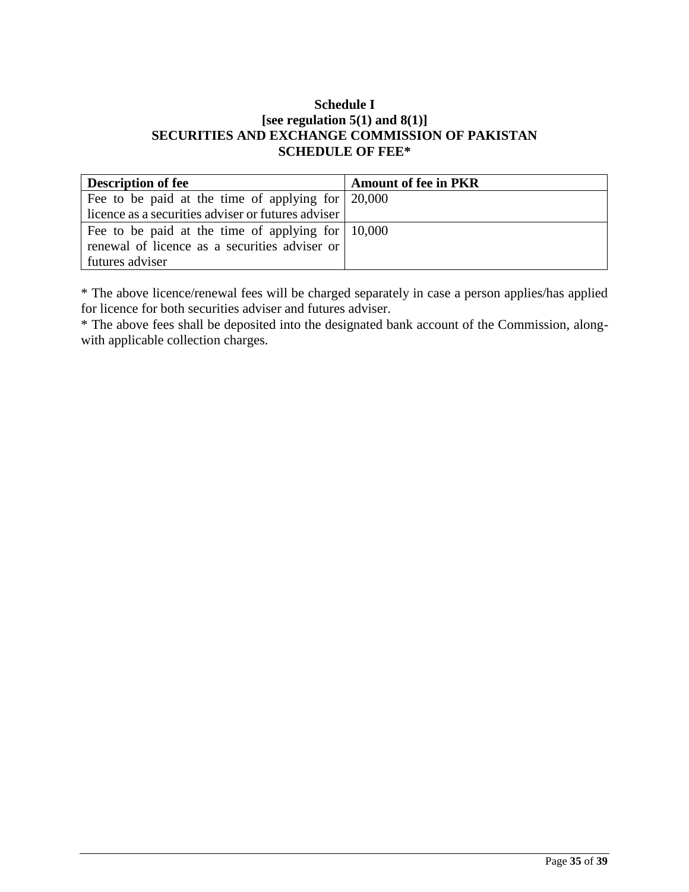**Schedule I**
**[see regulation 5(1) and 8(1)]**
**SECURITIES AND EXCHANGE COMMISSION OF PAKISTAN**
**SCHEDULE OF FEE***

| **Description of fee** | **Amount of fee in PKR** |
|---|---|
| Fee to be paid at the time of applying for licence as a securities adviser or futures adviser | 20,000 |
| Fee to be paid at the time of applying for renewal of licence as a securities adviser or futures adviser | 10,000 |

* The above licence/renewal fees will be charged separately in case a person applies/has applied for licence for both securities adviser and futures adviser.

* The above fees shall be deposited into the designated bank account of the Commission, along-with applicable collection charges.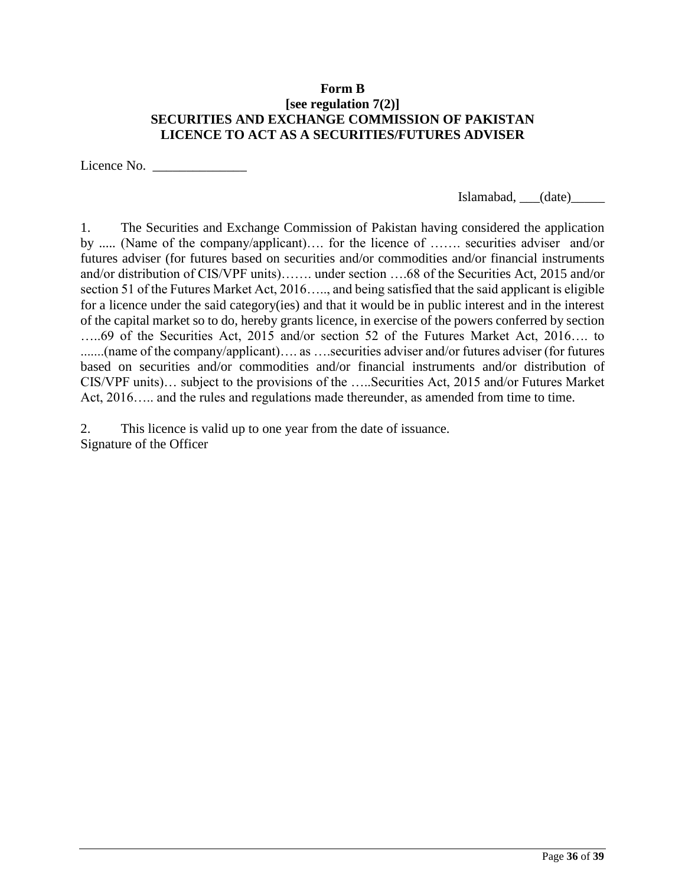**Form B**
**[see regulation 7(2)]**
**SECURITIES AND EXCHANGE COMMISSION OF PAKISTAN**
**LICENCE TO ACT AS A SECURITIES/FUTURES ADVISER**

Licence No. ______________

Islamabad, ___(date)_____

1. The Securities and Exchange Commission of Pakistan having considered the application by ..... (Name of the company/applicant)…. for the licence of ……. securities adviser and/or futures adviser (for futures based on securities and/or commodities and/or financial instruments and/or distribution of CIS/VPF units)……. under section ….68 of the Securities Act, 2015 and/or section 51 of the Futures Market Act, 2016….., and being satisfied that the said applicant is eligible for a licence under the said category(ies) and that it would be in public interest and in the interest of the capital market so to do, hereby grants licence, in exercise of the powers conferred by section …..69 of the Securities Act, 2015 and/or section 52 of the Futures Market Act, 2016…. to .......(name of the company/applicant)…. as ….securities adviser and/or futures adviser (for futures based on securities and/or commodities and/or financial instruments and/or distribution of CIS/VPF units)… subject to the provisions of the …..Securities Act, 2015 and/or Futures Market Act, 2016….. and the rules and regulations made thereunder, as amended from time to time.

2. This licence is valid up to one year from the date of issuance.

Signature of the Officer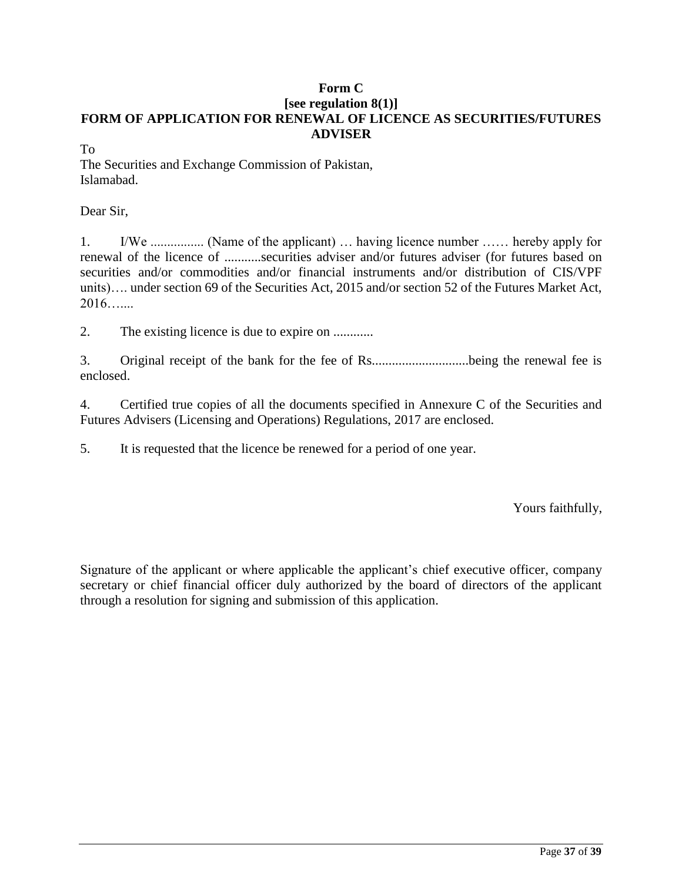**Form C**

**[see regulation 8(1)]**

**FORM OF APPLICATION FOR RENEWAL OF LICENCE AS SECURITIES/FUTURES ADVISER**

To
The Securities and Exchange Commission of Pakistan,
Islamabad.

Dear Sir,

1. I/We ................ (Name of the applicant) … having licence number …… hereby apply for renewal of the licence of ...........securities adviser and/or futures adviser (for futures based on securities and/or commodities and/or financial instruments and/or distribution of CIS/VPF units)…. under section 69 of the Securities Act, 2015 and/or section 52 of the Futures Market Act, 2016…....

2. The existing licence is due to expire on ............

3. Original receipt of the bank for the fee of Rs............................being the renewal fee is enclosed.

4. Certified true copies of all the documents specified in Annexure C of the Securities and Futures Advisers (Licensing and Operations) Regulations, 2017 are enclosed.

5. It is requested that the licence be renewed for a period of one year.

Yours faithfully,

Signature of the applicant or where applicable the applicant's chief executive officer, company secretary or chief financial officer duly authorized by the board of directors of the applicant through a resolution for signing and submission of this application.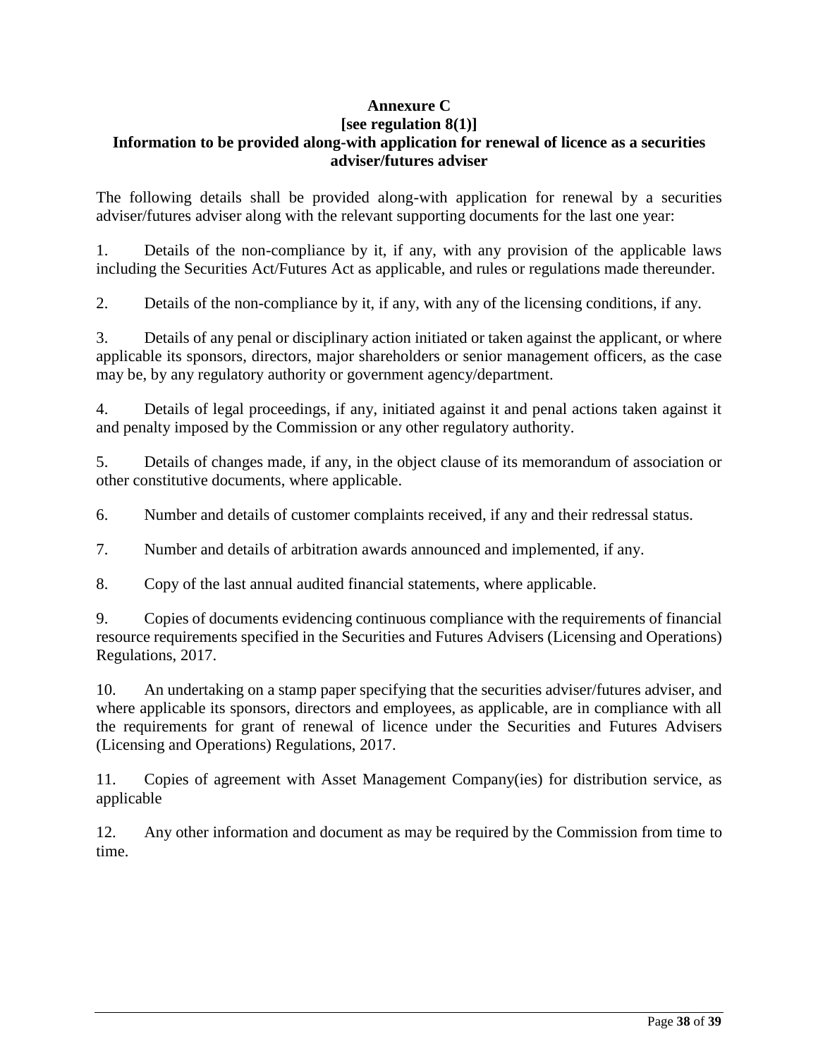**Annexure C**
**[see regulation 8(1)]**
**Information to be provided along-with application for renewal of licence as a securities adviser/futures adviser**

The following details shall be provided along-with application for renewal by a securities adviser/futures adviser along with the relevant supporting documents for the last one year:

1. Details of the non-compliance by it, if any, with any provision of the applicable laws including the Securities Act/Futures Act as applicable, and rules or regulations made thereunder.

2. Details of the non-compliance by it, if any, with any of the licensing conditions, if any.

3. Details of any penal or disciplinary action initiated or taken against the applicant, or where applicable its sponsors, directors, major shareholders or senior management officers, as the case may be, by any regulatory authority or government agency/department.

4. Details of legal proceedings, if any, initiated against it and penal actions taken against it and penalty imposed by the Commission or any other regulatory authority.

5. Details of changes made, if any, in the object clause of its memorandum of association or other constitutive documents, where applicable.

6. Number and details of customer complaints received, if any and their redressal status.

7. Number and details of arbitration awards announced and implemented, if any.

8. Copy of the last annual audited financial statements, where applicable.

9. Copies of documents evidencing continuous compliance with the requirements of financial resource requirements specified in the Securities and Futures Advisers (Licensing and Operations) Regulations, 2017.

10. An undertaking on a stamp paper specifying that the securities adviser/futures adviser, and where applicable its sponsors, directors and employees, as applicable, are in compliance with all the requirements for grant of renewal of licence under the Securities and Futures Advisers (Licensing and Operations) Regulations, 2017.

11. Copies of agreement with Asset Management Company(ies) for distribution service, as applicable

12. Any other information and document as may be required by the Commission from time to time.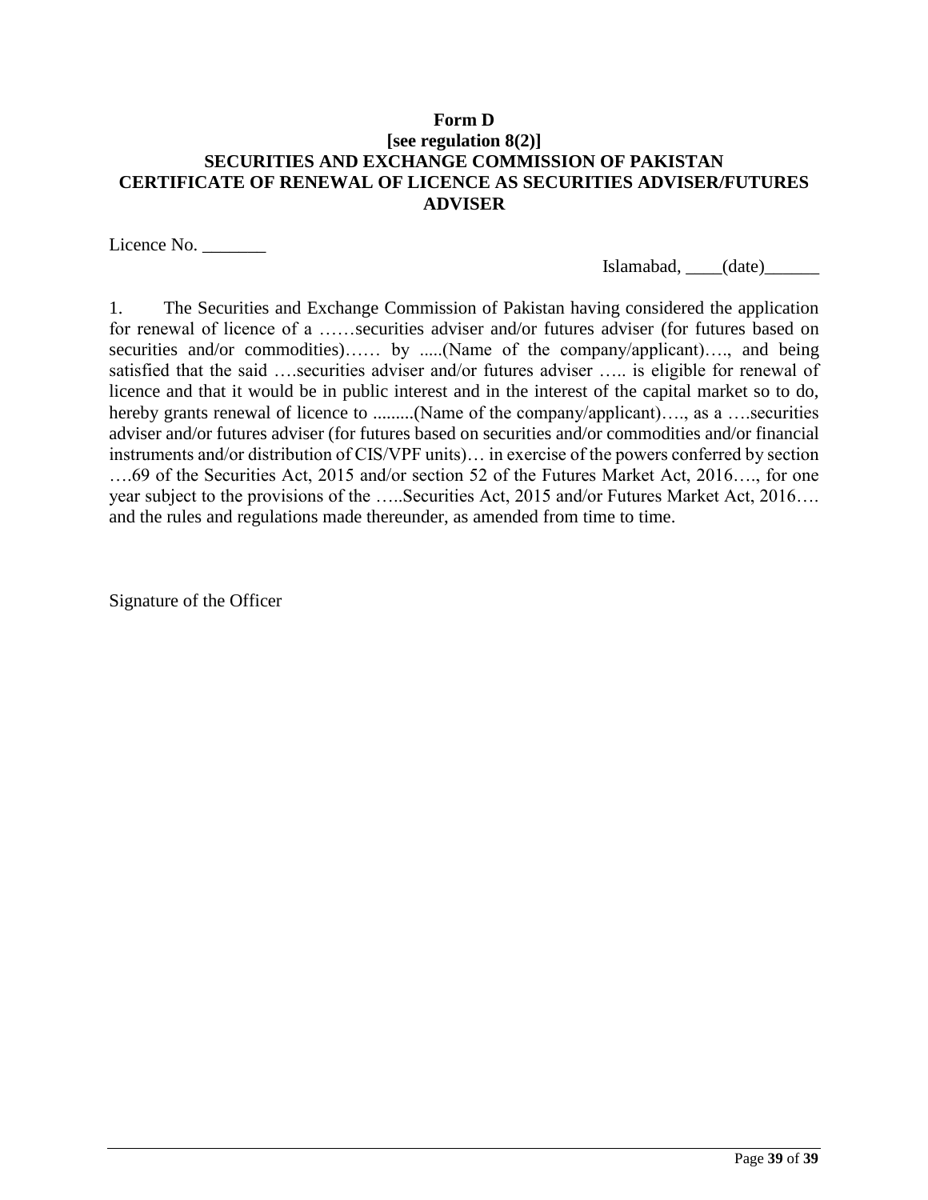**Form D**
**[see regulation 8(2)]**
**SECURITIES AND EXCHANGE COMMISSION OF PAKISTAN**
**CERTIFICATE OF RENEWAL OF LICENCE AS SECURITIES ADVISER/FUTURES ADVISER**

Licence No. _______

Islamabad, ____(date)______

1. The Securities and Exchange Commission of Pakistan having considered the application for renewal of licence of a ……securities adviser and/or futures adviser (for futures based on securities and/or commodities)…… by .....(Name of the company/applicant)…., and being satisfied that the said ….securities adviser and/or futures adviser ….. is eligible for renewal of licence and that it would be in public interest and in the interest of the capital market so to do, hereby grants renewal of licence to .........(Name of the company/applicant)…., as a ….securities adviser and/or futures adviser (for futures based on securities and/or commodities and/or financial instruments and/or distribution of CIS/VPF units)… in exercise of the powers conferred by section ….69 of the Securities Act, 2015 and/or section 52 of the Futures Market Act, 2016…., for one year subject to the provisions of the …..Securities Act, 2015 and/or Futures Market Act, 2016…. and the rules and regulations made thereunder, as amended from time to time.

Signature of the Officer